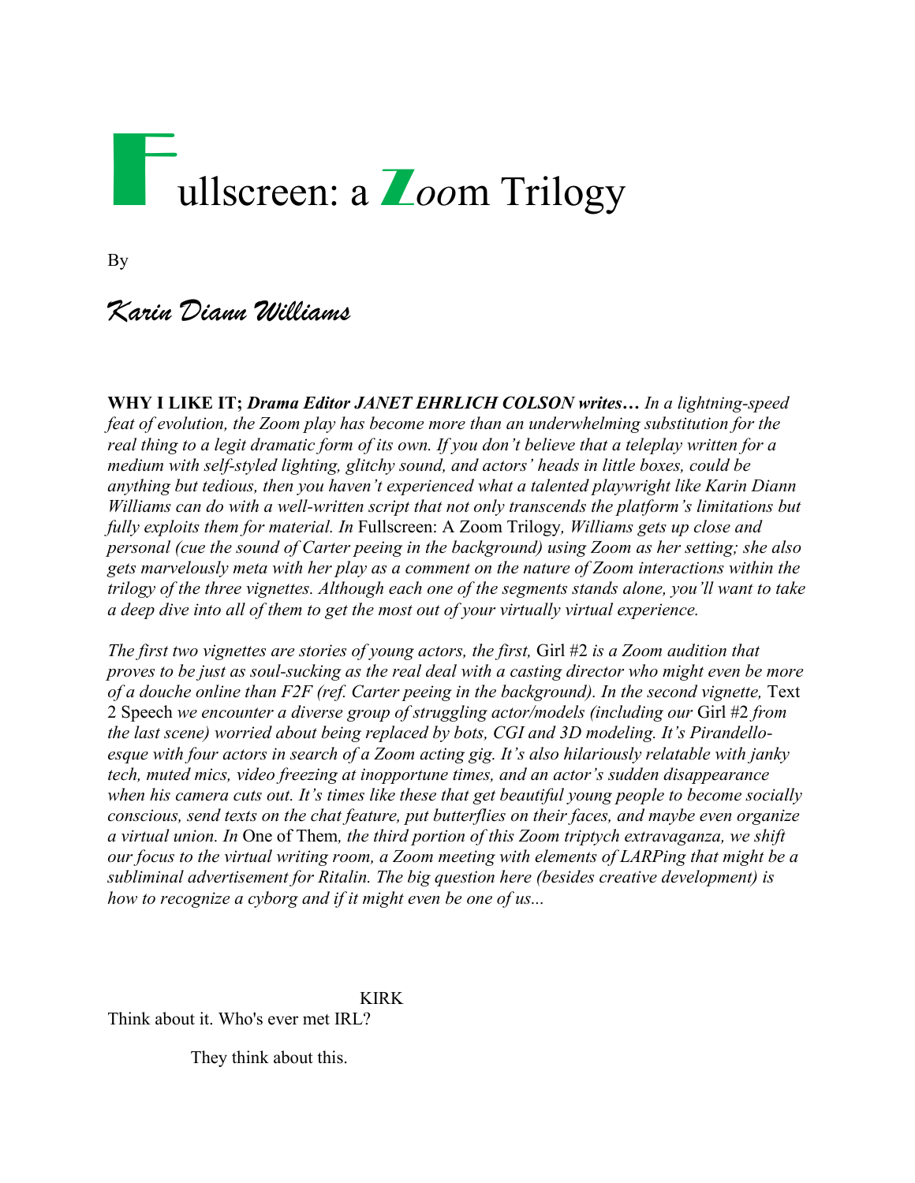# Fullscreen: a Zoom Trilogy

By

*Karin Diann Williams*

**WHY I LIKE IT;** ***Drama Editor JANET EHRLICH COLSON writes…*** *In a lightning-speed feat of evolution, the Zoom play has become more than an underwhelming substitution for the real thing to a legit dramatic form of its own. If you don't believe that a teleplay written for a medium with self-styled lighting, glitchy sound, and actors' heads in little boxes, could be anything but tedious, then you haven't experienced what a talented playwright like Karin Diann Williams can do with a well-written script that not only transcends the platform's limitations but fully exploits them for material. In* Fullscreen: A Zoom Trilogy*, Williams gets up close and personal (cue the sound of Carter peeing in the background) using Zoom as her setting; she also gets marvelously meta with her play as a comment on the nature of Zoom interactions within the trilogy of the three vignettes. Although each one of the segments stands alone, you'll want to take a deep dive into all of them to get the most out of your virtually virtual experience.*

*The first two vignettes are stories of young actors, the first,* Girl #2 *is a Zoom audition that proves to be just as soul-sucking as the real deal with a casting director who might even be more of a douche online than F2F (ref. Carter peeing in the background). In the second vignette,* Text 2 Speech *we encounter a diverse group of struggling actor/models (including our* Girl #2 *from the last scene) worried about being replaced by bots, CGI and 3D modeling. It's Pirandello-esque with four actors in search of a Zoom acting gig. It's also hilariously relatable with janky tech, muted mics, video freezing at inopportune times, and an actor's sudden disappearance when his camera cuts out. It's times like these that get beautiful young people to become socially conscious, send texts on the chat feature, put butterflies on their faces, and maybe even organize a virtual union. In* One of Them*, the third portion of this Zoom triptych extravaganza, we shift our focus to the virtual writing room, a Zoom meeting with elements of LARPing that might be a subliminal advertisement for Ritalin. The big question here (besides creative development) is how to recognize a cyborg and if it might even be one of us...*

KIRK

Think about it. Who's ever met IRL?

They think about this.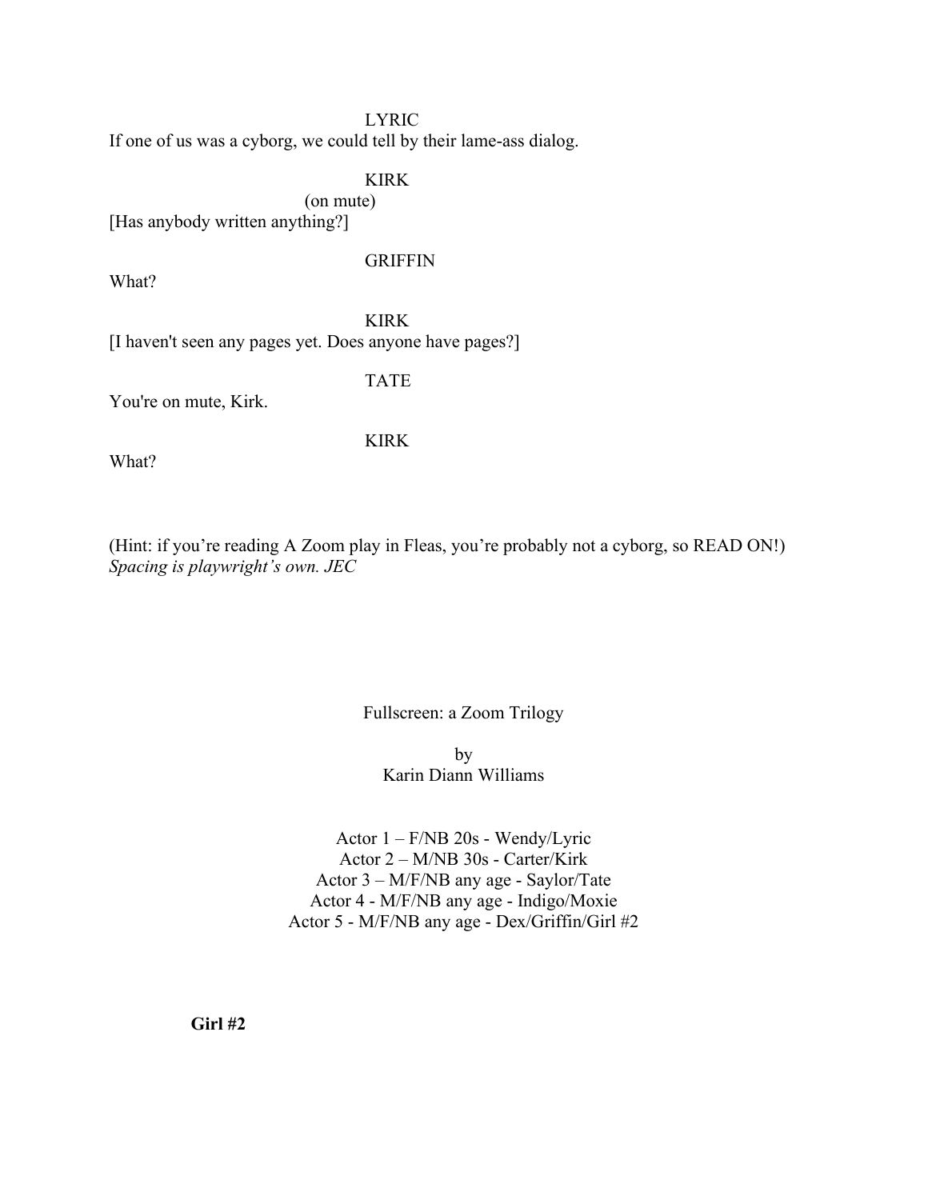LYRIC

If one of us was a cyborg, we could tell by their lame-ass dialog.

KIRK

(on mute)

[Has anybody written anything?]

GRIFFIN

What?

KIRK

[I haven't seen any pages yet. Does anyone have pages?]

TATE

You're on mute, Kirk.

KIRK

What?

(Hint: if you're reading A Zoom play in Fleas, you're probably not a cyborg, so READ ON!)
*Spacing is playwright's own. JEC*

Fullscreen: a Zoom Trilogy

by
Karin Diann Williams

Actor 1 – F/NB 20s - Wendy/Lyric
Actor 2 – M/NB 30s - Carter/Kirk
Actor 3 – M/F/NB any age - Saylor/Tate
Actor 4 - M/F/NB any age - Indigo/Moxie
Actor 5 - M/F/NB any age - Dex/Griffin/Girl #2

**Girl #2**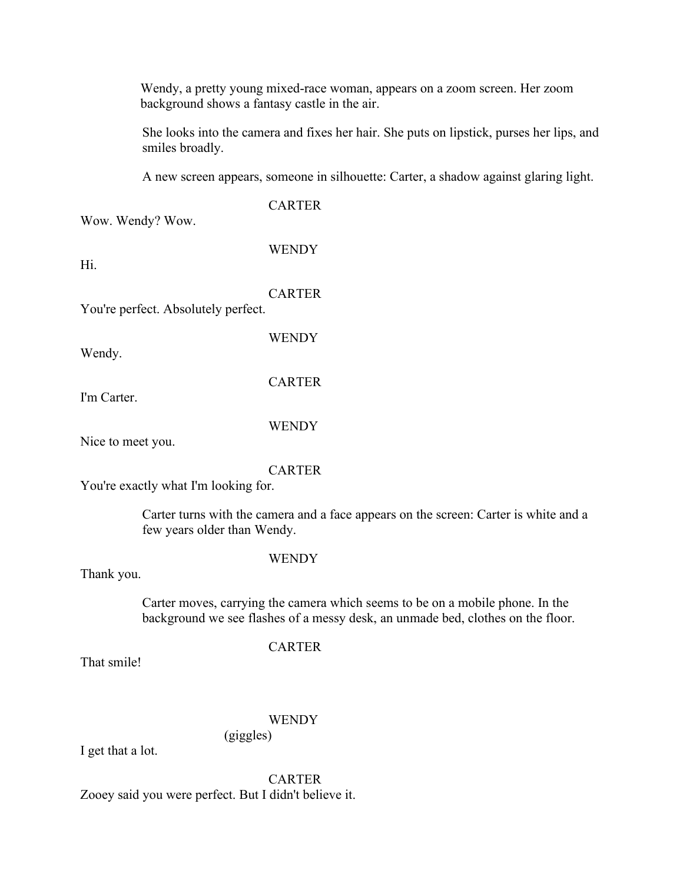Wendy, a pretty young mixed-race woman, appears on a zoom screen. Her zoom background shows a fantasy castle in the air.

She looks into the camera and fixes her hair. She puts on lipstick, purses her lips, and smiles broadly.

A new screen appears, someone in silhouette: Carter, a shadow against glaring light.

CARTER

Wow. Wendy? Wow.

WENDY

Hi.

CARTER

You're perfect. Absolutely perfect.

WENDY

Wendy.

CARTER

I'm Carter.

WENDY

Nice to meet you.

CARTER

You're exactly what I'm looking for.

Carter turns with the camera and a face appears on the screen: Carter is white and a few years older than Wendy.

WENDY

Thank you.

Carter moves, carrying the camera which seems to be on a mobile phone. In the background we see flashes of a messy desk, an unmade bed, clothes on the floor.

CARTER

That smile!

WENDY

(giggles)

I get that a lot.

CARTER

Zooey said you were perfect. But I didn't believe it.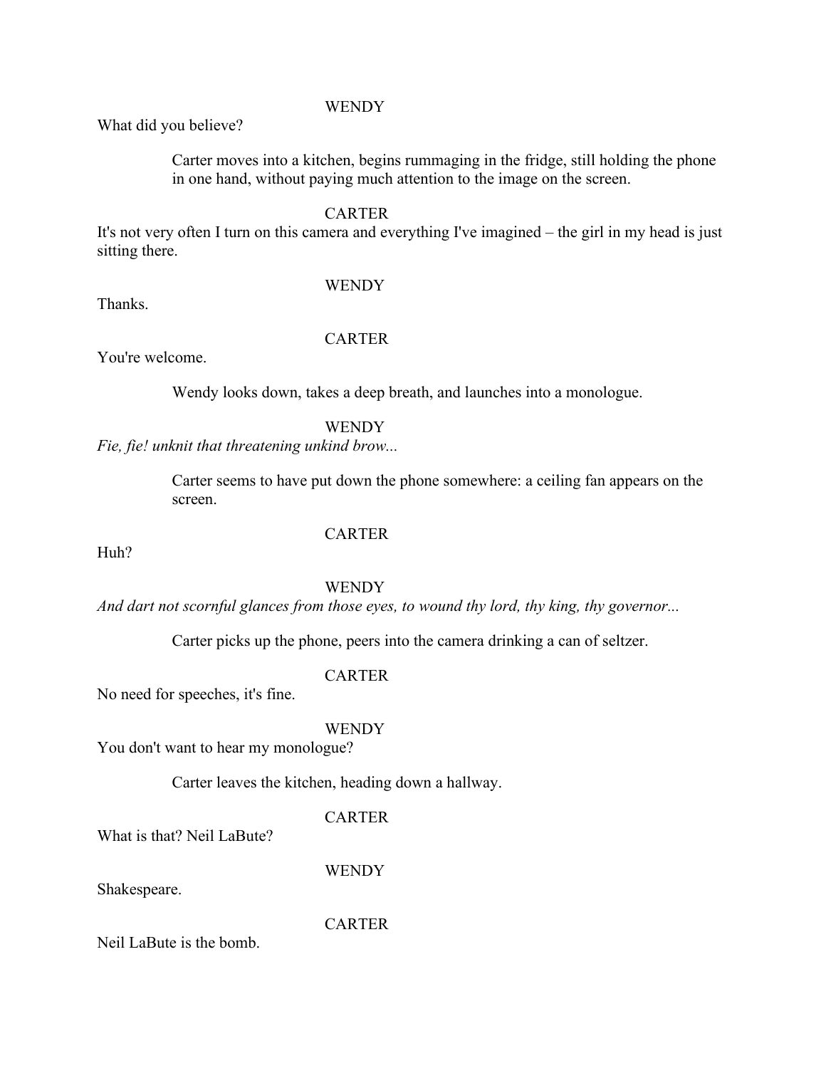WENDY

What did you believe?

> Carter moves into a kitchen, begins rummaging in the fridge, still holding the phone in one hand, without paying much attention to the image on the screen.

CARTER

It's not very often I turn on this camera and everything I've imagined – the girl in my head is just sitting there.

WENDY

Thanks.

CARTER

You're welcome.

> Wendy looks down, takes a deep breath, and launches into a monologue.

WENDY

*Fie, fie! unknit that threatening unkind brow...*

> Carter seems to have put down the phone somewhere: a ceiling fan appears on the screen.

CARTER

Huh?

WENDY

*And dart not scornful glances from those eyes, to wound thy lord, thy king, thy governor...*

> Carter picks up the phone, peers into the camera drinking a can of seltzer.

CARTER

No need for speeches, it's fine.

WENDY

You don't want to hear my monologue?

> Carter leaves the kitchen, heading down a hallway.

CARTER

What is that? Neil LaBute?

WENDY

Shakespeare.

CARTER

Neil LaBute is the bomb.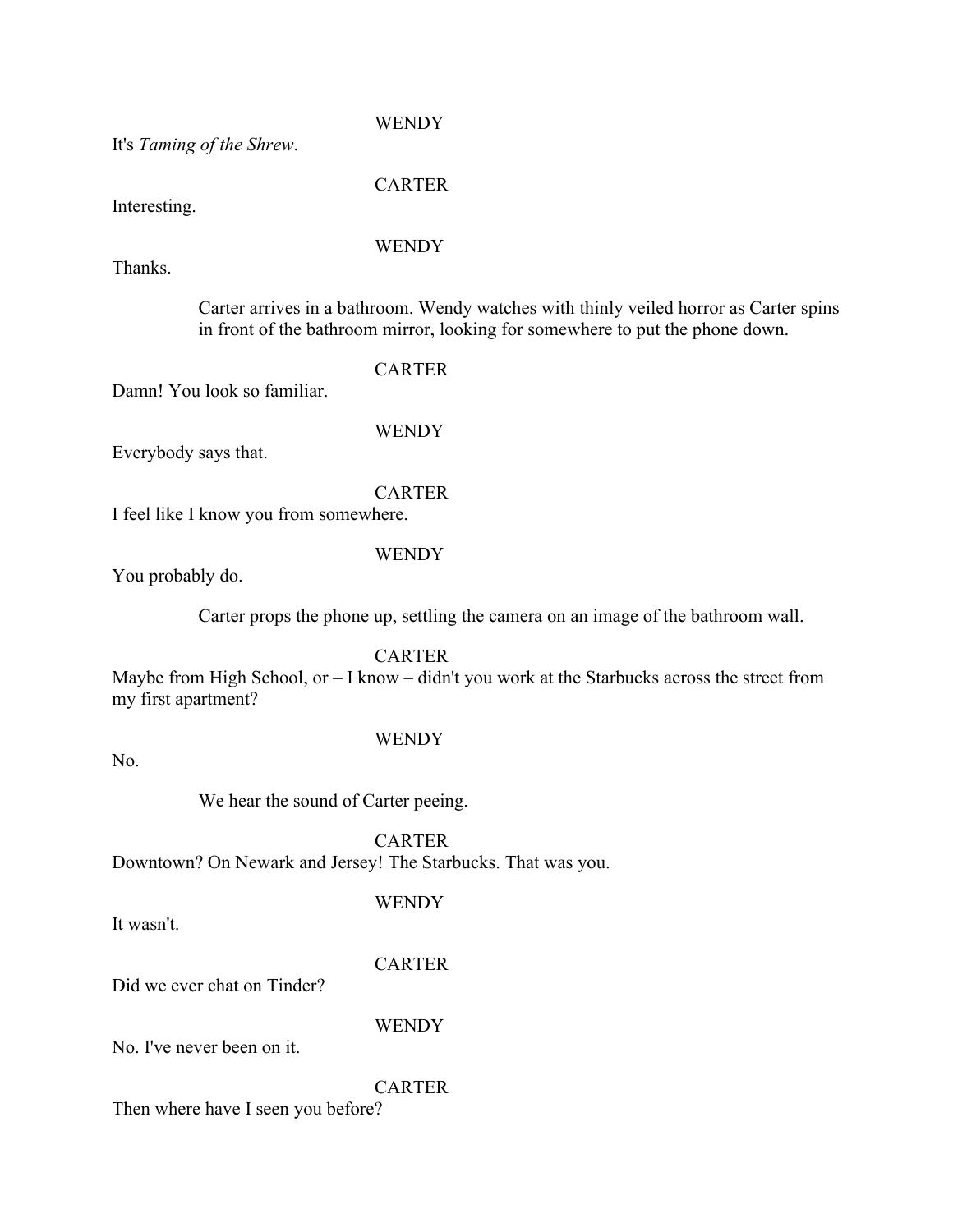WENDY

It's *Taming of the Shrew*.

CARTER

Interesting.

WENDY

Thanks.

> Carter arrives in a bathroom. Wendy watches with thinly veiled horror as Carter spins in front of the bathroom mirror, looking for somewhere to put the phone down.

CARTER

Damn! You look so familiar.

WENDY

Everybody says that.

CARTER

I feel like I know you from somewhere.

WENDY

You probably do.

> Carter props the phone up, settling the camera on an image of the bathroom wall.

CARTER

Maybe from High School, or – I know – didn't you work at the Starbucks across the street from my first apartment?

WENDY

No.

> We hear the sound of Carter peeing.

CARTER

Downtown? On Newark and Jersey! The Starbucks. That was you.

WENDY

It wasn't.

CARTER

Did we ever chat on Tinder?

WENDY

No. I've never been on it.

CARTER

Then where have I seen you before?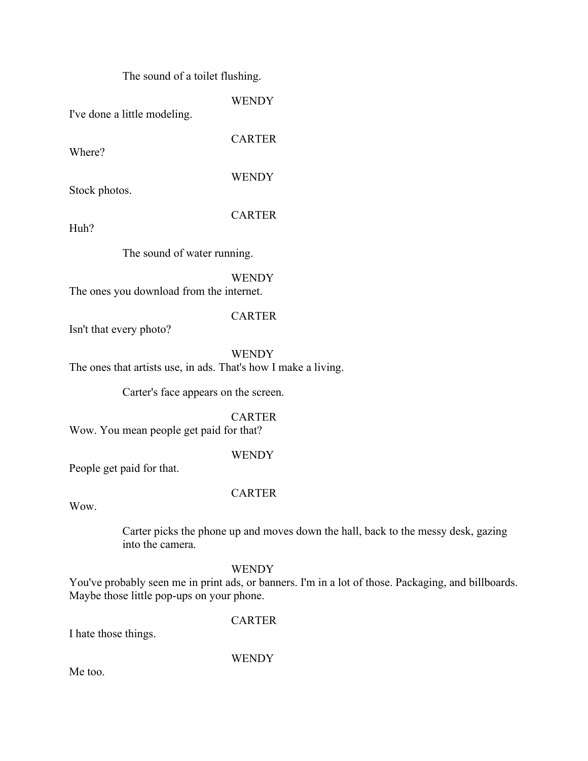The sound of a toilet flushing.

WENDY

I've done a little modeling.

CARTER

Where?

WENDY

Stock photos.

CARTER

Huh?

The sound of water running.

WENDY

The ones you download from the internet.

CARTER

Isn't that every photo?

WENDY

The ones that artists use, in ads. That's how I make a living.

Carter's face appears on the screen.

CARTER

Wow. You mean people get paid for that?

WENDY

People get paid for that.

CARTER

Wow.

Carter picks the phone up and moves down the hall, back to the messy desk, gazing into the camera.

WENDY

You've probably seen me in print ads, or banners. I'm in a lot of those. Packaging, and billboards. Maybe those little pop-ups on your phone.

CARTER

I hate those things.

WENDY

Me too.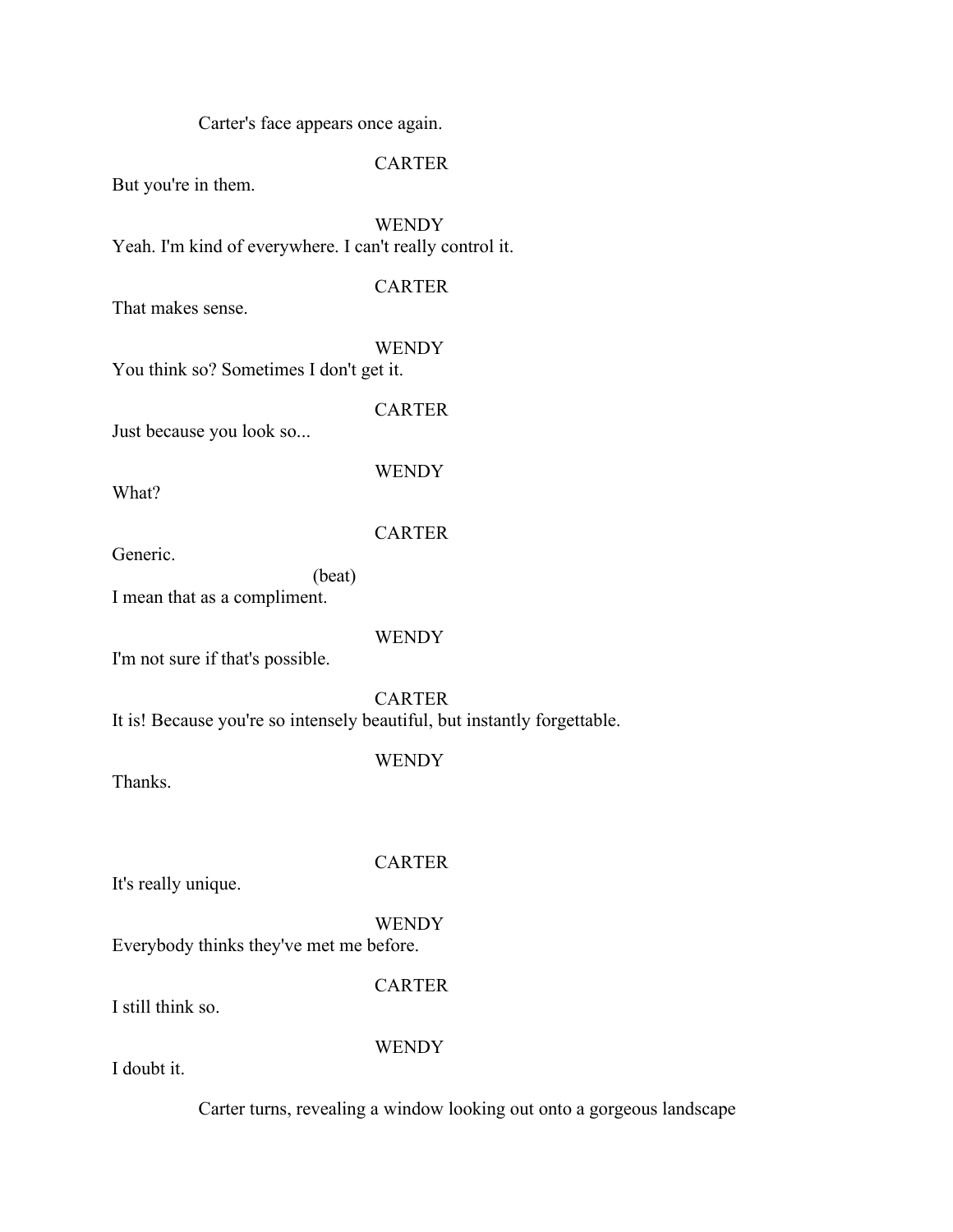Carter's face appears once again.

CARTER

But you're in them.

WENDY

Yeah. I'm kind of everywhere. I can't really control it.

CARTER

That makes sense.

WENDY

You think so? Sometimes I don't get it.

CARTER

Just because you look so...

WENDY

What?

CARTER

Generic.

(beat)

I mean that as a compliment.

WENDY

I'm not sure if that's possible.

CARTER

It is! Because you're so intensely beautiful, but instantly forgettable.

WENDY

Thanks.

CARTER

It's really unique.

WENDY

Everybody thinks they've met me before.

CARTER

I still think so.

WENDY

I doubt it.

Carter turns, revealing a window looking out onto a gorgeous landscape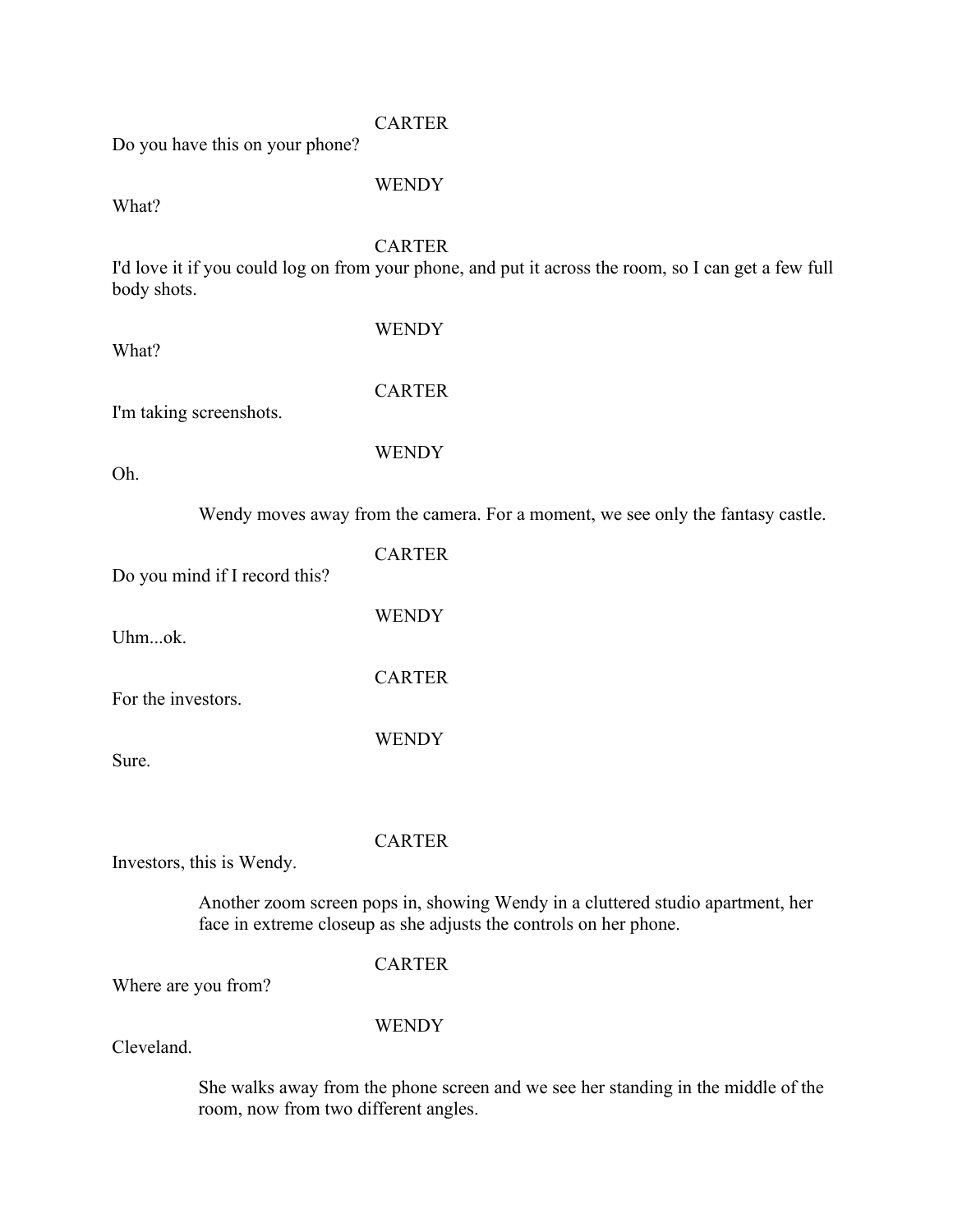CARTER

Do you have this on your phone?

WENDY

What?

CARTER

I'd love it if you could log on from your phone, and put it across the room, so I can get a few full body shots.

WENDY

What?

CARTER

I'm taking screenshots.

WENDY

Oh.

Wendy moves away from the camera. For a moment, we see only the fantasy castle.

CARTER

Do you mind if I record this?

WENDY

Uhm...ok.

CARTER

For the investors.

WENDY

Sure.

CARTER

Investors, this is Wendy.

Another zoom screen pops in, showing Wendy in a cluttered studio apartment, her face in extreme closeup as she adjusts the controls on her phone.

CARTER

Where are you from?

WENDY

Cleveland.

She walks away from the phone screen and we see her standing in the middle of the room, now from two different angles.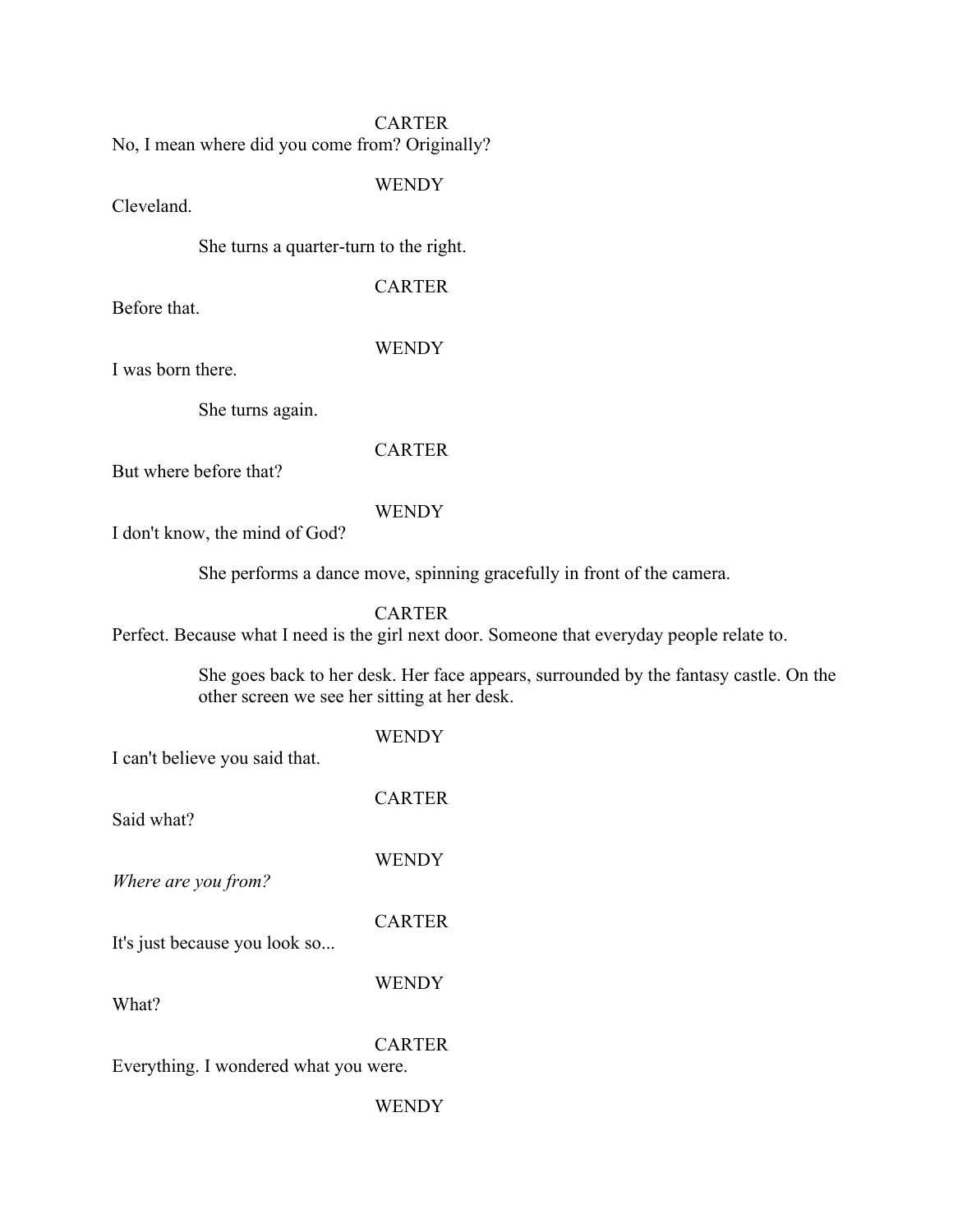CARTER

No, I mean where did you come from? Originally?

WENDY

Cleveland.

She turns a quarter-turn to the right.

CARTER

Before that.

WENDY

I was born there.

She turns again.

CARTER

But where before that?

WENDY

I don't know, the mind of God?

She performs a dance move, spinning gracefully in front of the camera.

CARTER

Perfect. Because what I need is the girl next door. Someone that everyday people relate to.

She goes back to her desk. Her face appears, surrounded by the fantasy castle. On the other screen we see her sitting at her desk.

WENDY

I can't believe you said that.

CARTER

Said what?

WENDY

*Where are you from?*

CARTER

It's just because you look so...

WENDY

What?

CARTER

Everything. I wondered what you were.

WENDY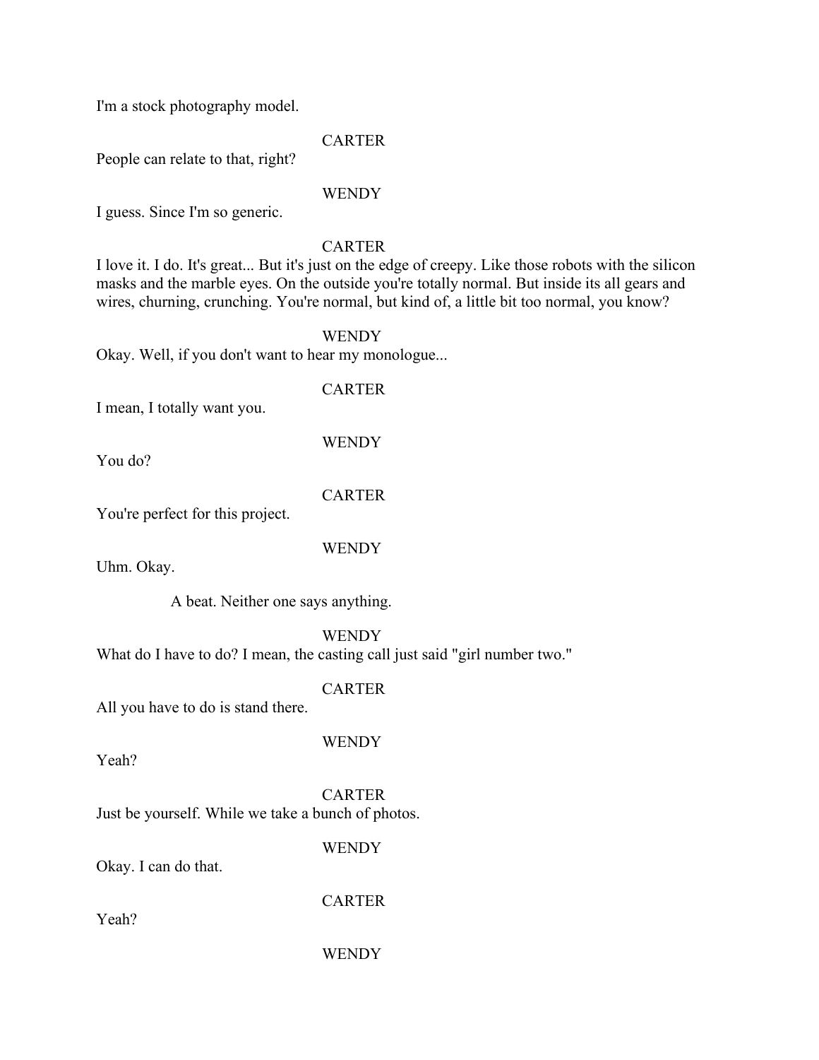I'm a stock photography model.

CARTER

People can relate to that, right?

WENDY

I guess. Since I'm so generic.

CARTER

I love it. I do. It's great... But it's just on the edge of creepy. Like those robots with the silicon masks and the marble eyes. On the outside you're totally normal. But inside its all gears and wires, churning, crunching. You're normal, but kind of, a little bit too normal, you know?

WENDY

Okay. Well, if you don't want to hear my monologue...

CARTER

I mean, I totally want you.

WENDY

You do?

CARTER

You're perfect for this project.

WENDY

Uhm. Okay.

A beat. Neither one says anything.

WENDY

What do I have to do? I mean, the casting call just said "girl number two."

CARTER

All you have to do is stand there.

WENDY

Yeah?

CARTER

Just be yourself. While we take a bunch of photos.

WENDY

Okay. I can do that.

CARTER

Yeah?

WENDY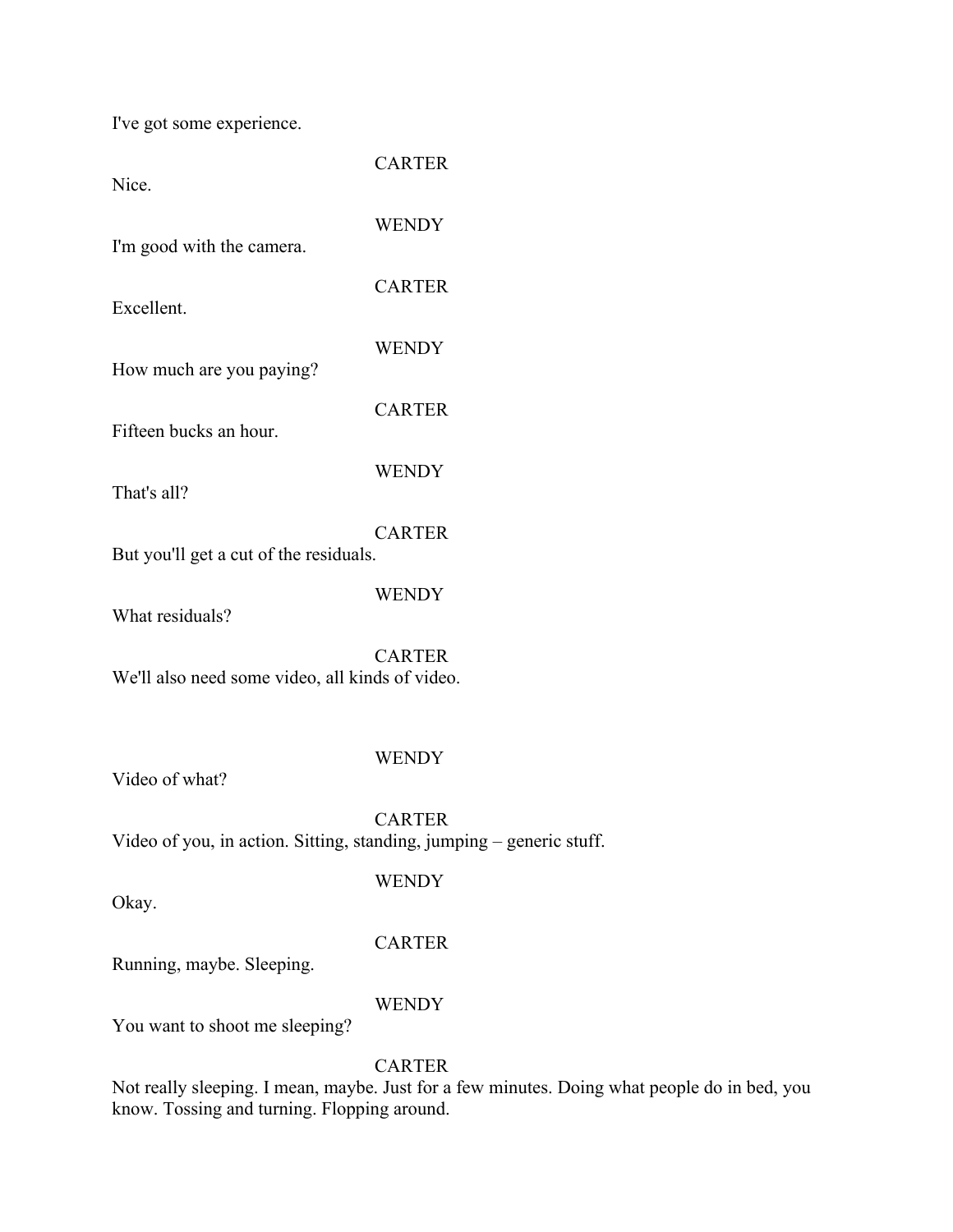I've got some experience.

CARTER

Nice.

WENDY

I'm good with the camera.

CARTER

Excellent.

WENDY

How much are you paying?

CARTER

Fifteen bucks an hour.

WENDY

That's all?

CARTER

But you'll get a cut of the residuals.

WENDY

What residuals?

CARTER

We'll also need some video, all kinds of video.

WENDY

Video of what?

CARTER

Video of you, in action. Sitting, standing, jumping – generic stuff.

WENDY

Okay.

CARTER

Running, maybe. Sleeping.

WENDY

You want to shoot me sleeping?

CARTER

Not really sleeping. I mean, maybe. Just for a few minutes. Doing what people do in bed, you know. Tossing and turning. Flopping around.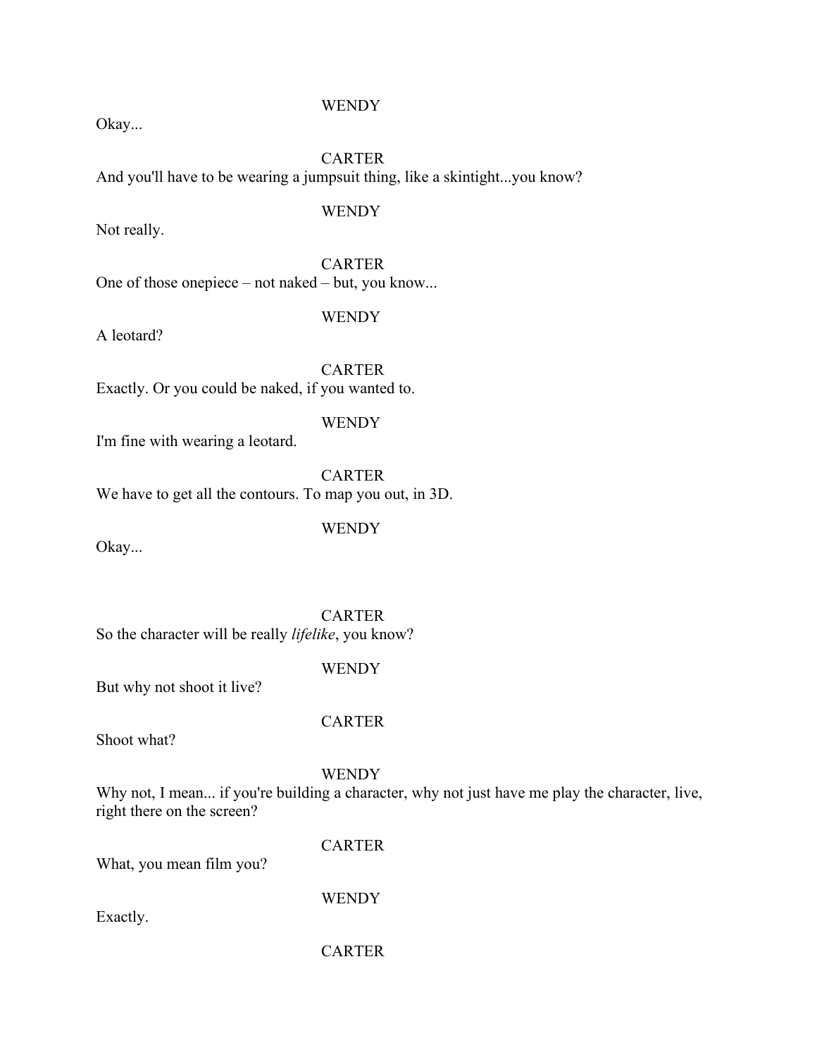WENDY

Okay...

CARTER

And you'll have to be wearing a jumpsuit thing, like a skintight...you know?

WENDY

Not really.

CARTER

One of those onepiece – not naked – but, you know...

WENDY

A leotard?

CARTER

Exactly. Or you could be naked, if you wanted to.

WENDY

I'm fine with wearing a leotard.

CARTER

We have to get all the contours. To map you out, in 3D.

WENDY

Okay...

CARTER

So the character will be really *lifelike*, you know?

WENDY

But why not shoot it live?

CARTER

Shoot what?

WENDY

Why not, I mean... if you're building a character, why not just have me play the character, live, right there on the screen?

CARTER

What, you mean film you?

WENDY

Exactly.

CARTER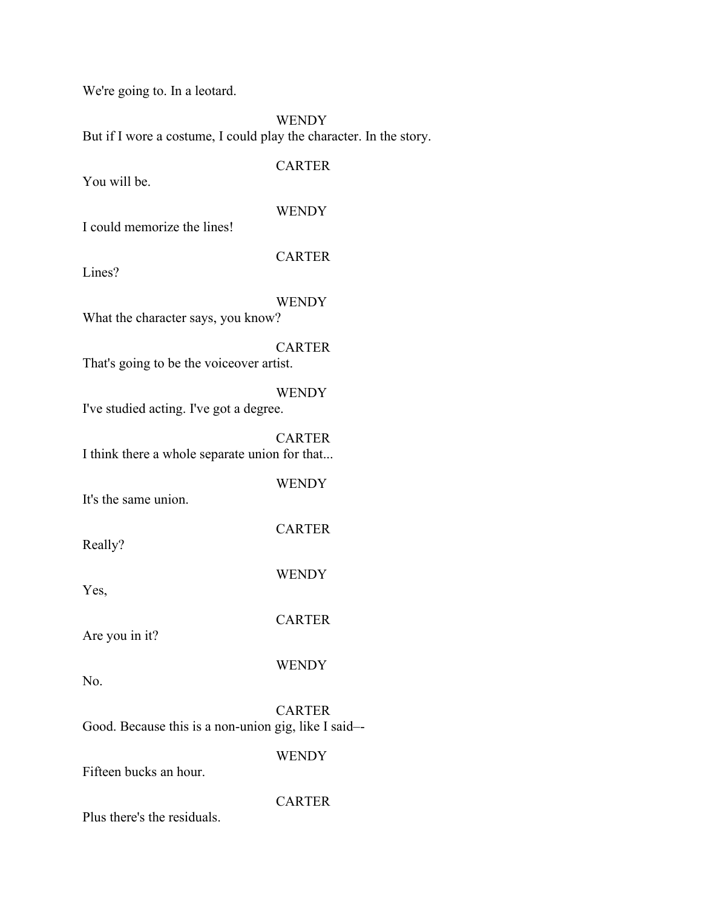We're going to. In a leotard.

WENDY

But if I wore a costume, I could play the character. In the story.

CARTER

You will be.

WENDY

I could memorize the lines!

CARTER

Lines?

WENDY

What the character says, you know?

CARTER

That's going to be the voiceover artist.

WENDY

I've studied acting. I've got a degree.

CARTER

I think there a whole separate union for that...

WENDY

It's the same union.

CARTER

Really?

WENDY

Yes,

CARTER

Are you in it?

WENDY

No.

CARTER

Good. Because this is a non-union gig, like I said–-

WENDY

Fifteen bucks an hour.

CARTER

Plus there's the residuals.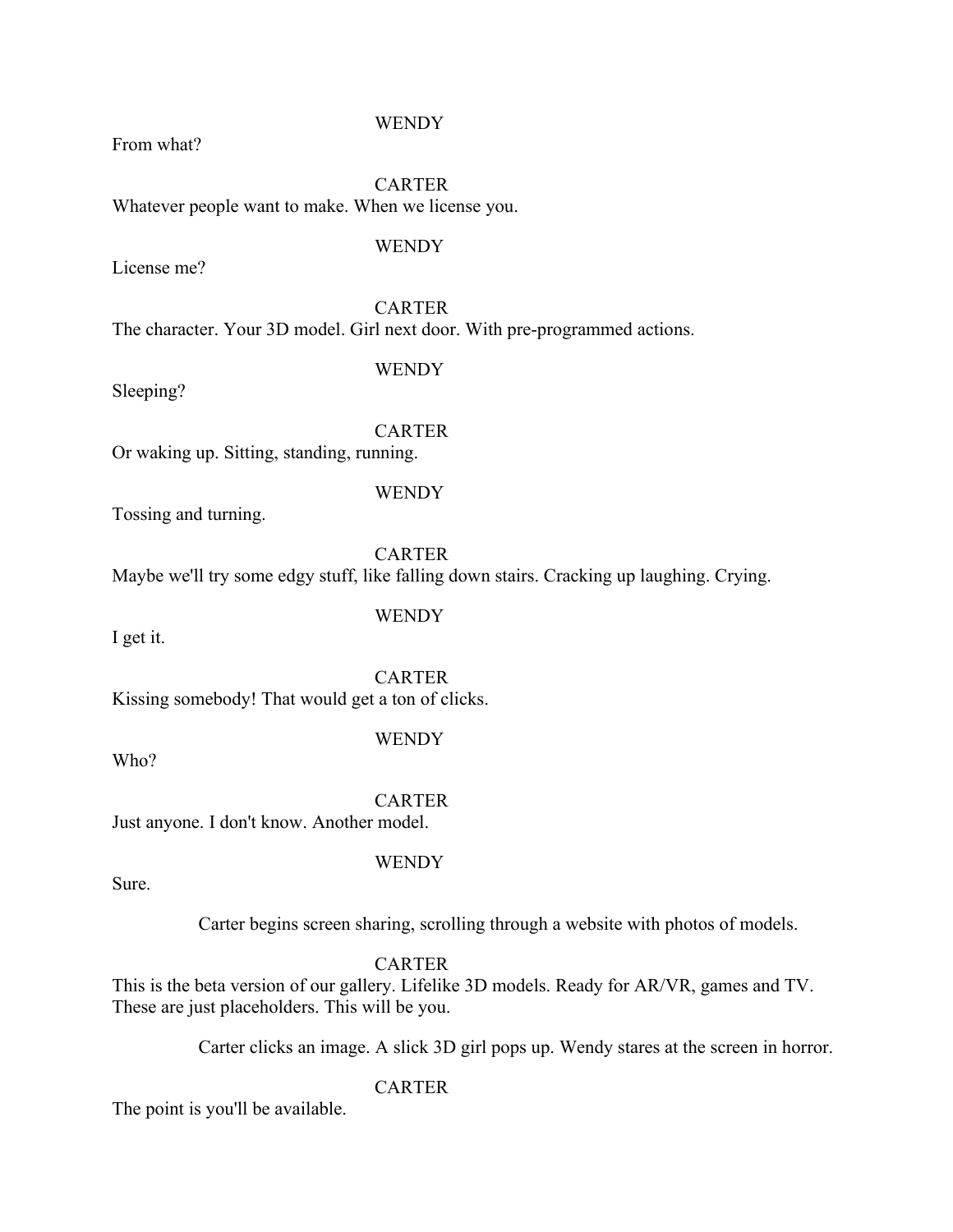WENDY

From what?

CARTER

Whatever people want to make. When we license you.

WENDY

License me?

CARTER

The character. Your 3D model. Girl next door. With pre-programmed actions.

WENDY

Sleeping?

CARTER

Or waking up. Sitting, standing, running.

WENDY

Tossing and turning.

CARTER

Maybe we'll try some edgy stuff, like falling down stairs. Cracking up laughing. Crying.

WENDY

I get it.

CARTER

Kissing somebody! That would get a ton of clicks.

WENDY

Who?

CARTER

Just anyone. I don't know. Another model.

WENDY

Sure.

Carter begins screen sharing, scrolling through a website with photos of models.

CARTER

This is the beta version of our gallery. Lifelike 3D models. Ready for AR/VR, games and TV. These are just placeholders. This will be you.

Carter clicks an image. A slick 3D girl pops up. Wendy stares at the screen in horror.

CARTER

The point is you'll be available.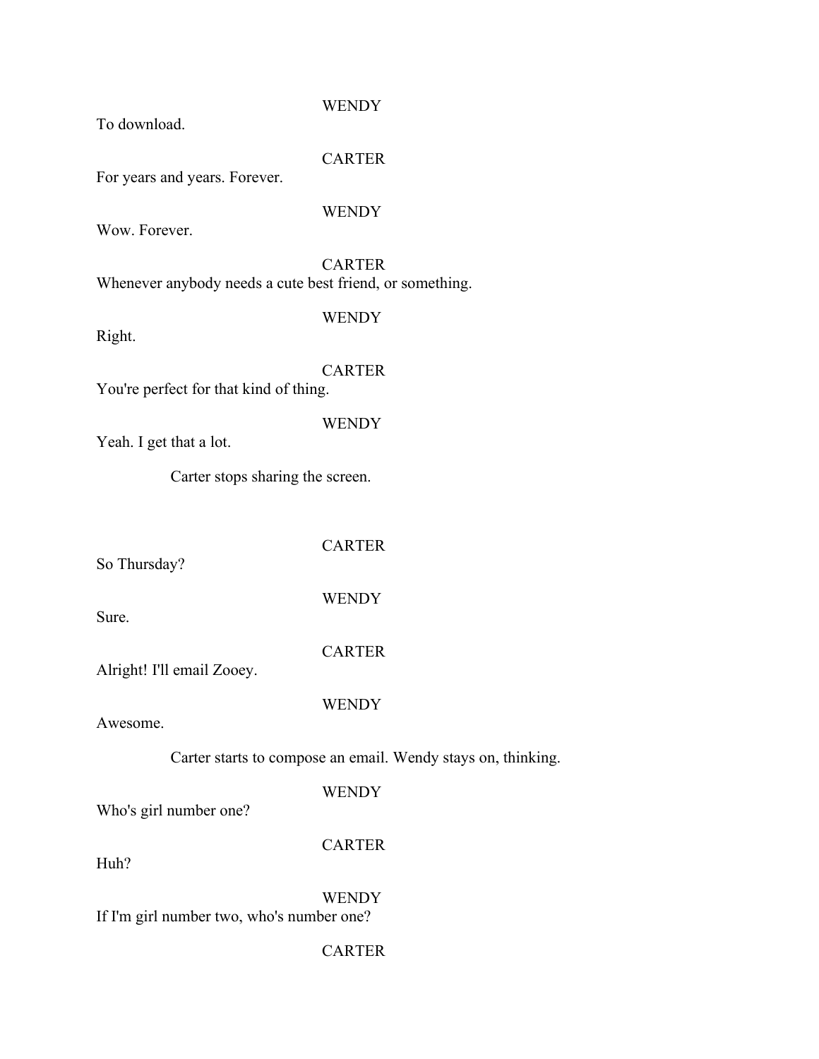WENDY

To download.

CARTER

For years and years. Forever.

WENDY

Wow. Forever.

CARTER

Whenever anybody needs a cute best friend, or something.

WENDY

Right.

CARTER

You're perfect for that kind of thing.

WENDY

Yeah. I get that a lot.

Carter stops sharing the screen.

CARTER

So Thursday?

WENDY

Sure.

CARTER

Alright! I'll email Zooey.

WENDY

Awesome.

Carter starts to compose an email. Wendy stays on, thinking.

WENDY

Who's girl number one?

CARTER

Huh?

WENDY

If I'm girl number two, who's number one?

CARTER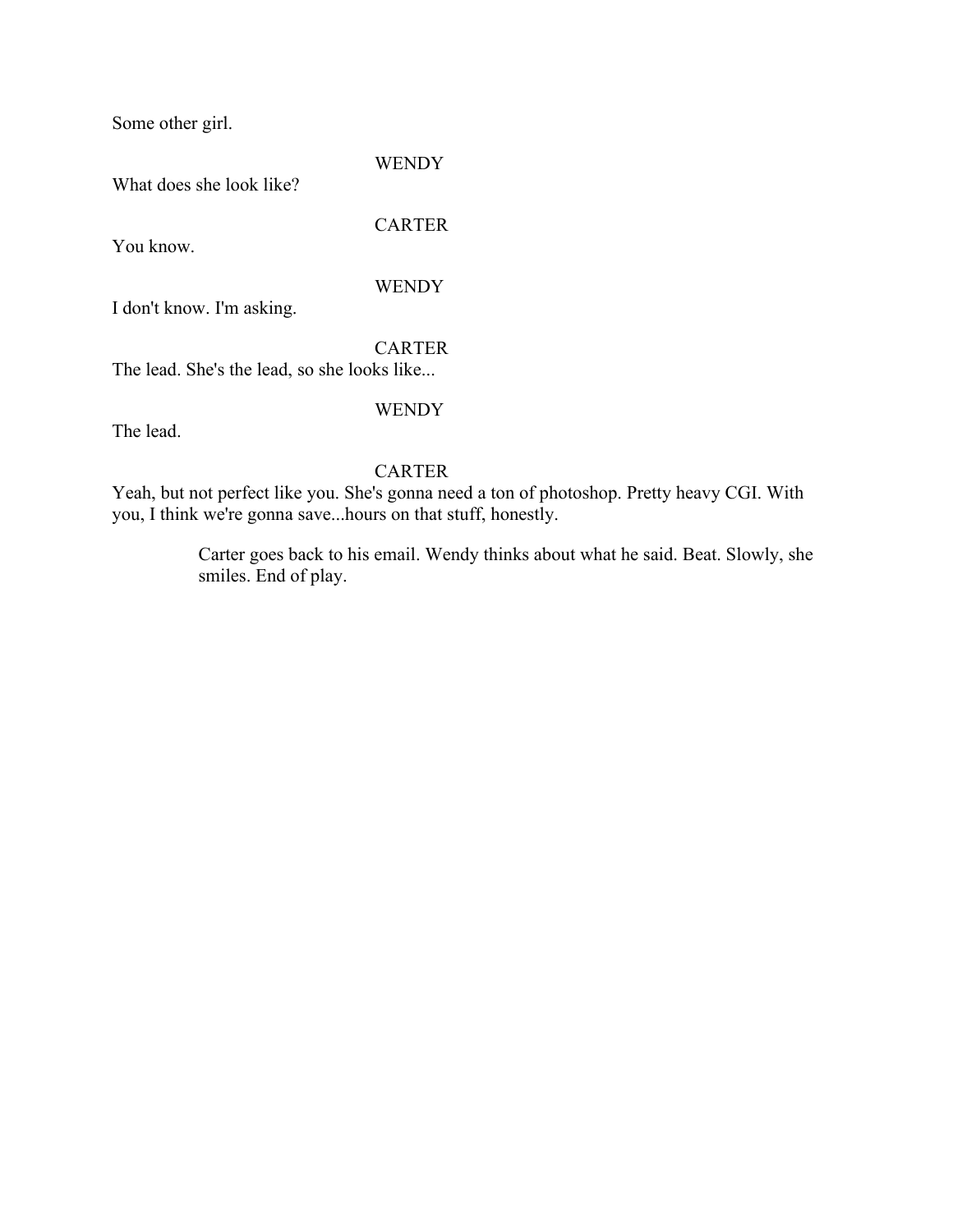Some other girl.

WENDY

What does she look like?

CARTER

You know.

WENDY

I don't know. I'm asking.

CARTER

The lead. She's the lead, so she looks like...

WENDY

The lead.

CARTER

Yeah, but not perfect like you. She's gonna need a ton of photoshop. Pretty heavy CGI. With you, I think we're gonna save...hours on that stuff, honestly.

Carter goes back to his email. Wendy thinks about what he said. Beat. Slowly, she smiles. End of play.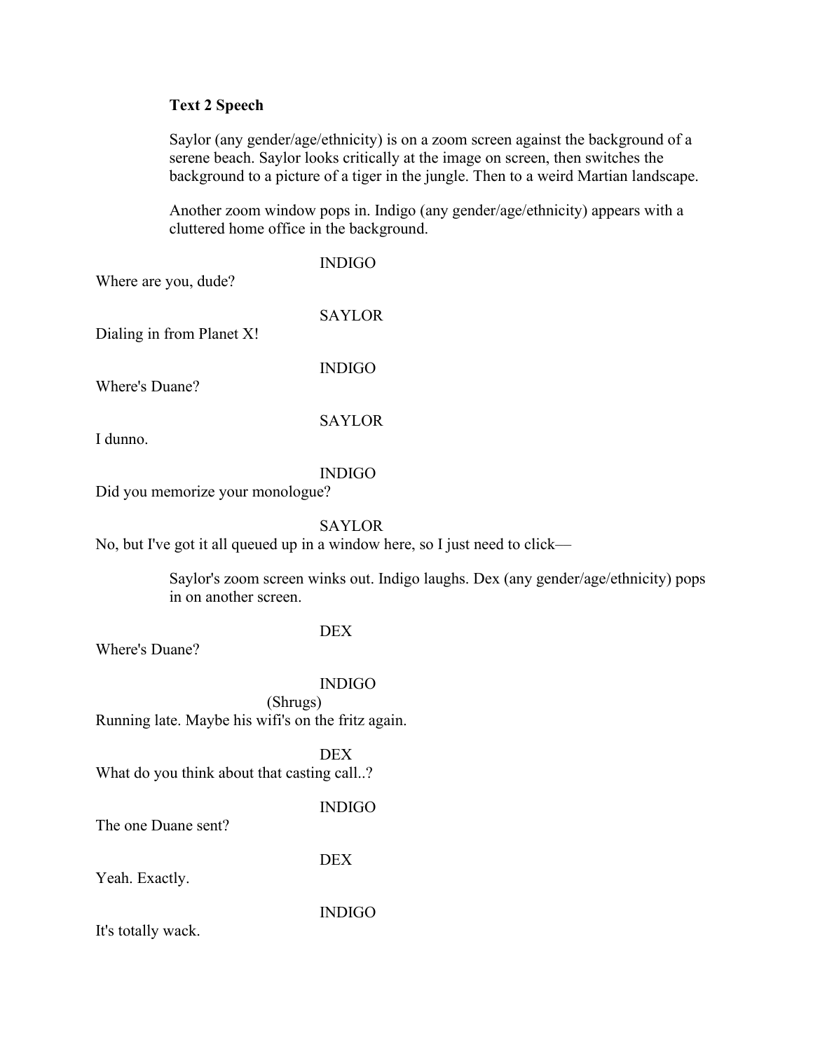**Text 2 Speech**

Saylor (any gender/age/ethnicity) is on a zoom screen against the background of a serene beach. Saylor looks critically at the image on screen, then switches the background to a picture of a tiger in the jungle. Then to a weird Martian landscape.

Another zoom window pops in. Indigo (any gender/age/ethnicity) appears with a cluttered home office in the background.

INDIGO

Where are you, dude?

SAYLOR

Dialing in from Planet X!

INDIGO

Where's Duane?

SAYLOR

I dunno.

INDIGO

Did you memorize your monologue?

SAYLOR

No, but I've got it all queued up in a window here, so I just need to click—

Saylor's zoom screen winks out. Indigo laughs. Dex (any gender/age/ethnicity) pops in on another screen.

DEX

Where's Duane?

INDIGO

(Shrugs)

Running late. Maybe his wifi's on the fritz again.

DEX

What do you think about that casting call..?

INDIGO

The one Duane sent?

DEX

Yeah. Exactly.

INDIGO

It's totally wack.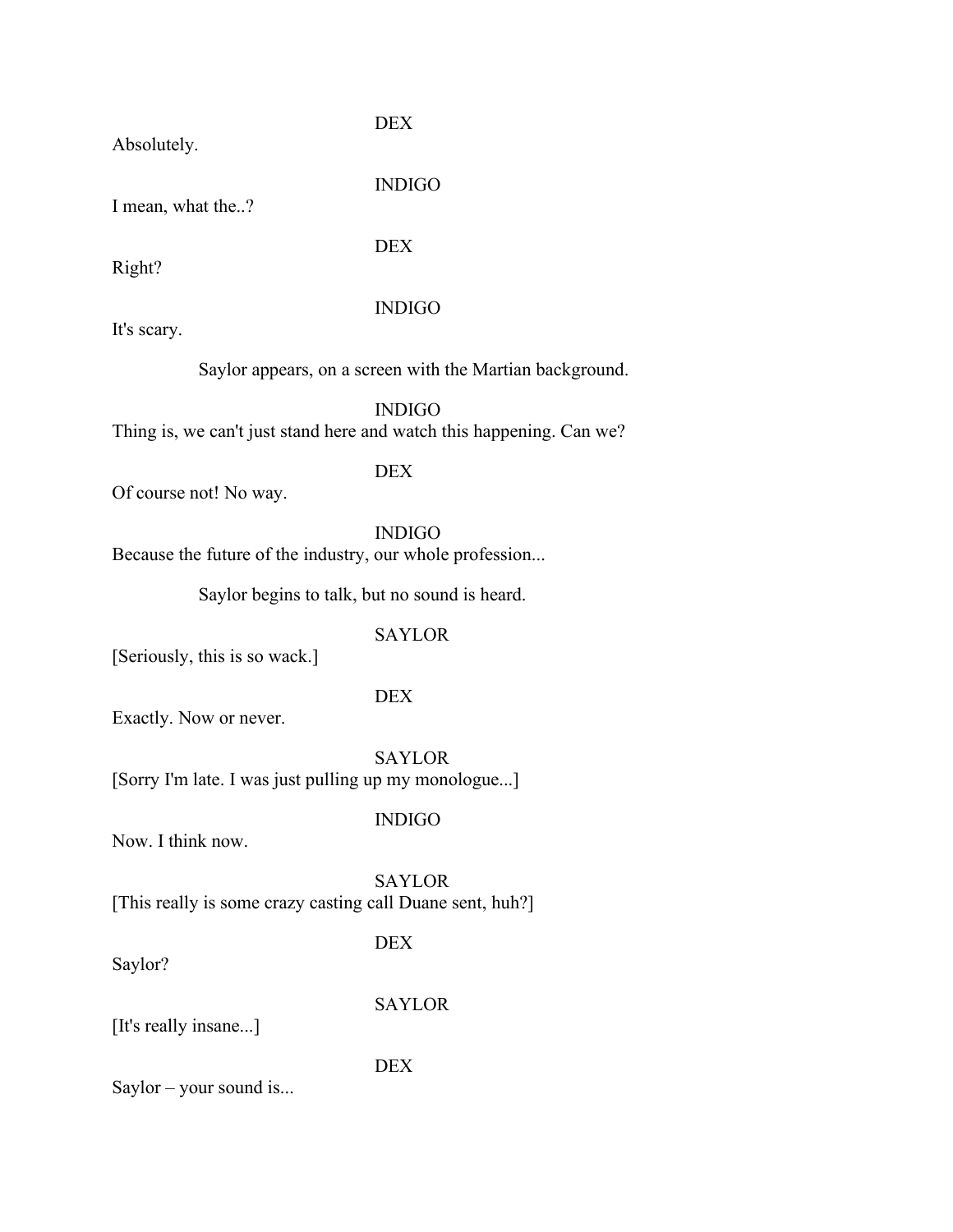DEX

Absolutely.

INDIGO

I mean, what the..?

DEX

Right?

INDIGO

It's scary.

Saylor appears, on a screen with the Martian background.

INDIGO

Thing is, we can't just stand here and watch this happening. Can we?

DEX

Of course not! No way.

INDIGO

Because the future of the industry, our whole profession...

Saylor begins to talk, but no sound is heard.

SAYLOR

[Seriously, this is so wack.]

DEX

Exactly. Now or never.

SAYLOR

[Sorry I'm late. I was just pulling up my monologue...]

INDIGO

Now. I think now.

SAYLOR

[This really is some crazy casting call Duane sent, huh?]

DEX

Saylor?

SAYLOR

[It's really insane...]

DEX

Saylor – your sound is...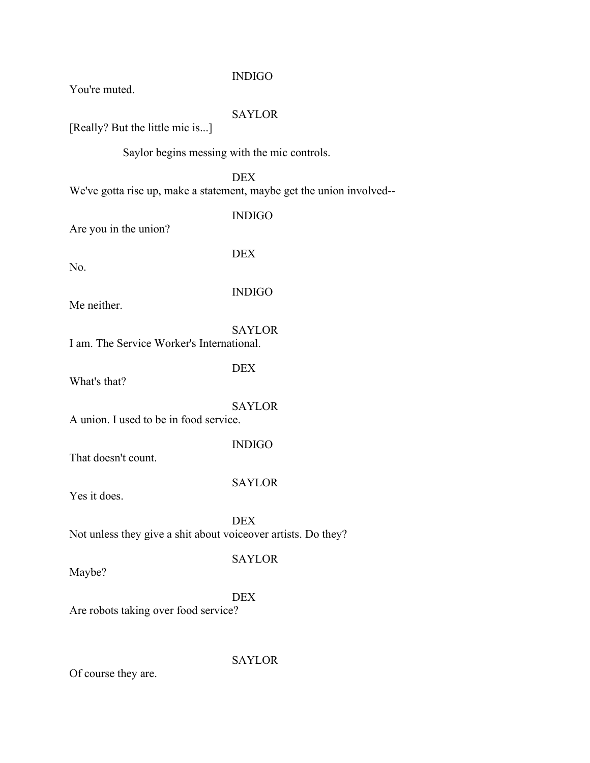INDIGO

You're muted.

SAYLOR

[Really? But the little mic is...]

Saylor begins messing with the mic controls.

DEX

We've gotta rise up, make a statement, maybe get the union involved--

INDIGO

Are you in the union?

DEX

No.

INDIGO

Me neither.

SAYLOR

I am. The Service Worker's International.

DEX

What's that?

SAYLOR

A union. I used to be in food service.

INDIGO

That doesn't count.

SAYLOR

Yes it does.

DEX

Not unless they give a shit about voiceover artists. Do they?

SAYLOR

Maybe?

DEX

Are robots taking over food service?

SAYLOR

Of course they are.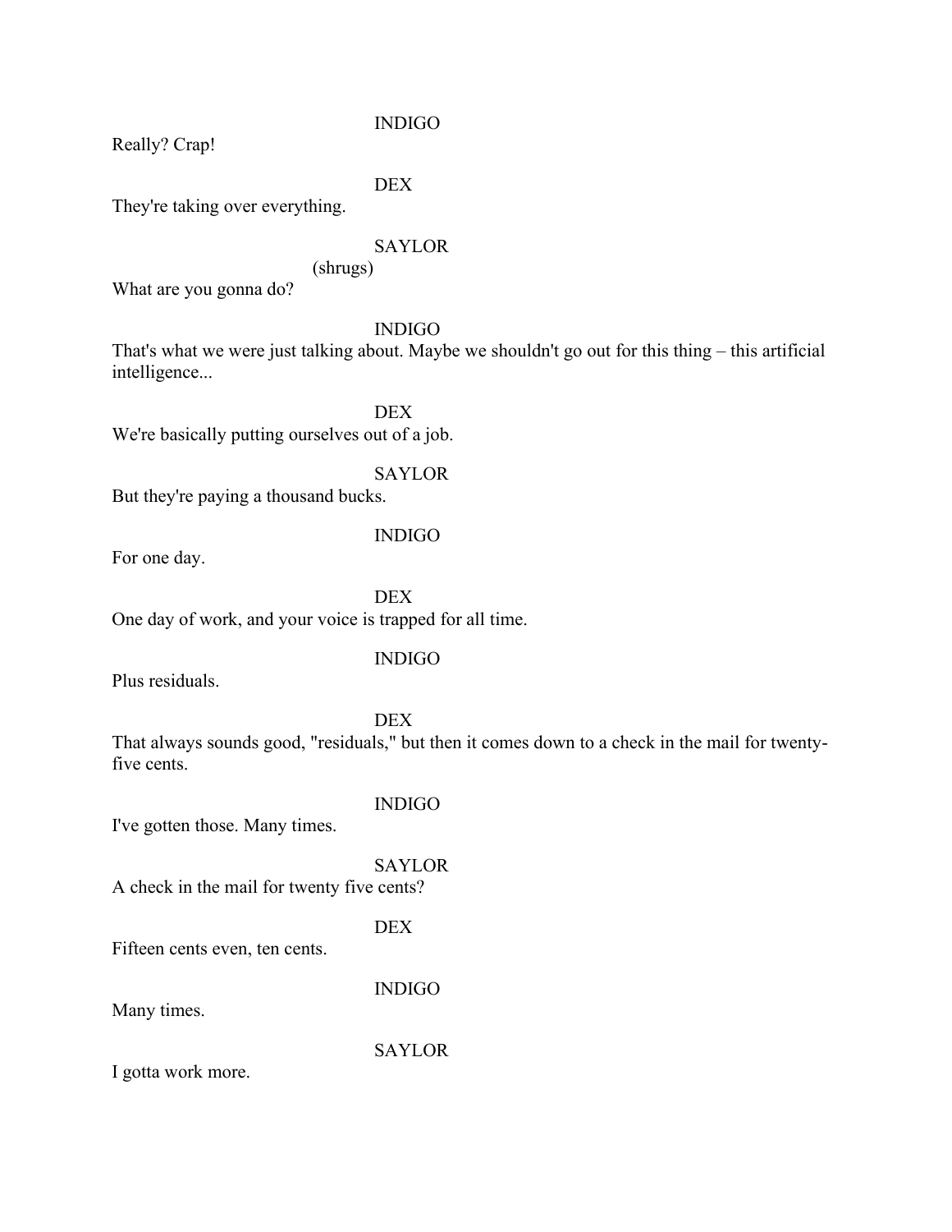INDIGO

Really? Crap!

DEX

They're taking over everything.

SAYLOR

(shrugs)

What are you gonna do?

INDIGO

That's what we were just talking about. Maybe we shouldn't go out for this thing – this artificial intelligence...

DEX

We're basically putting ourselves out of a job.

SAYLOR

But they're paying a thousand bucks.

INDIGO

For one day.

DEX

One day of work, and your voice is trapped for all time.

INDIGO

Plus residuals.

DEX

That always sounds good, "residuals," but then it comes down to a check in the mail for twenty-five cents.

INDIGO

I've gotten those. Many times.

SAYLOR

A check in the mail for twenty five cents?

DEX

Fifteen cents even, ten cents.

INDIGO

Many times.

SAYLOR

I gotta work more.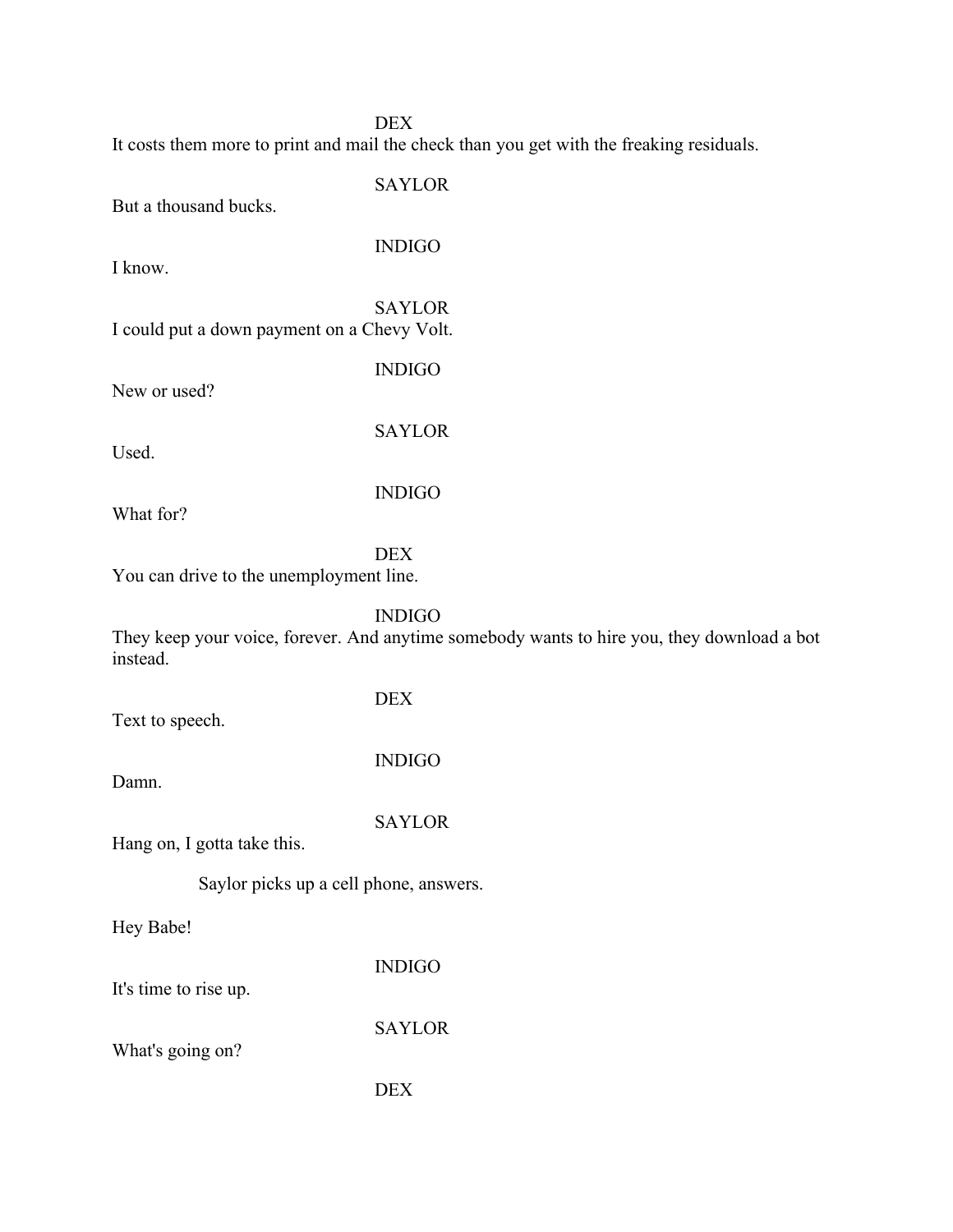DEX

It costs them more to print and mail the check than you get with the freaking residuals.

SAYLOR

But a thousand bucks.

INDIGO

I know.

SAYLOR

I could put a down payment on a Chevy Volt.

INDIGO

New or used?

SAYLOR

Used.

INDIGO

What for?

DEX

You can drive to the unemployment line.

INDIGO

They keep your voice, forever. And anytime somebody wants to hire you, they download a bot instead.

DEX

Text to speech.

INDIGO

Damn.

SAYLOR

Hang on, I gotta take this.

Saylor picks up a cell phone, answers.

Hey Babe!

INDIGO

It's time to rise up.

SAYLOR

What's going on?

DEX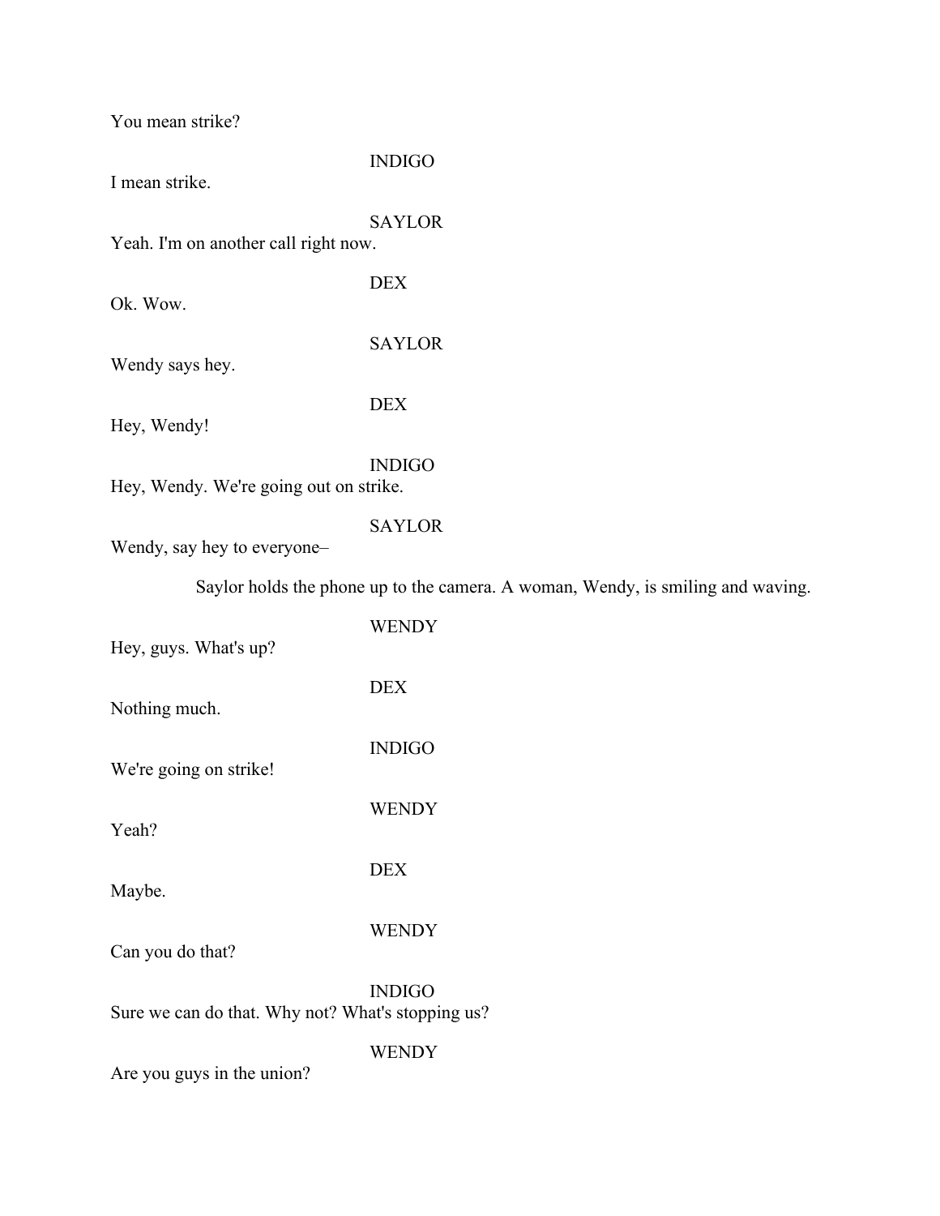You mean strike?

INDIGO

I mean strike.

SAYLOR

Yeah. I'm on another call right now.

DEX

Ok. Wow.

SAYLOR

Wendy says hey.

DEX

Hey, Wendy!

INDIGO

Hey, Wendy. We're going out on strike.

SAYLOR

Wendy, say hey to everyone–

Saylor holds the phone up to the camera. A woman, Wendy, is smiling and waving.

WENDY

Hey, guys. What's up?

DEX

Nothing much.

INDIGO

We're going on strike!

WENDY

Yeah?

DEX

Maybe.

WENDY

Can you do that?

INDIGO

Sure we can do that. Why not? What's stopping us?

WENDY

Are you guys in the union?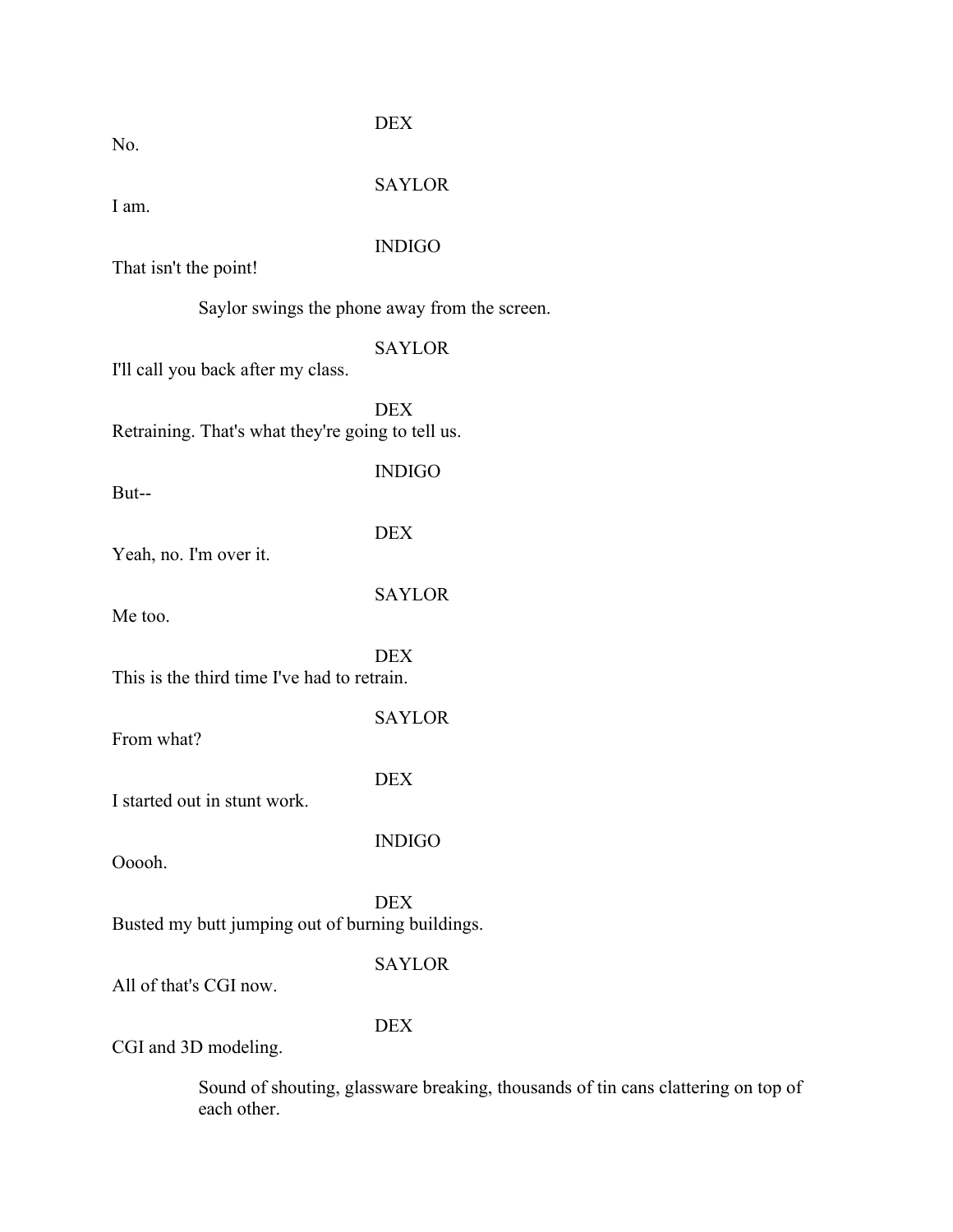DEX

No.

SAYLOR

I am.

INDIGO

That isn't the point!

Saylor swings the phone away from the screen.

SAYLOR

I'll call you back after my class.

DEX

Retraining. That's what they're going to tell us.

INDIGO

But--

DEX

Yeah, no. I'm over it.

SAYLOR

Me too.

DEX

This is the third time I've had to retrain.

SAYLOR

From what?

DEX

I started out in stunt work.

INDIGO

Ooooh.

DEX

Busted my butt jumping out of burning buildings.

SAYLOR

All of that's CGI now.

DEX

CGI and 3D modeling.

Sound of shouting, glassware breaking, thousands of tin cans clattering on top of each other.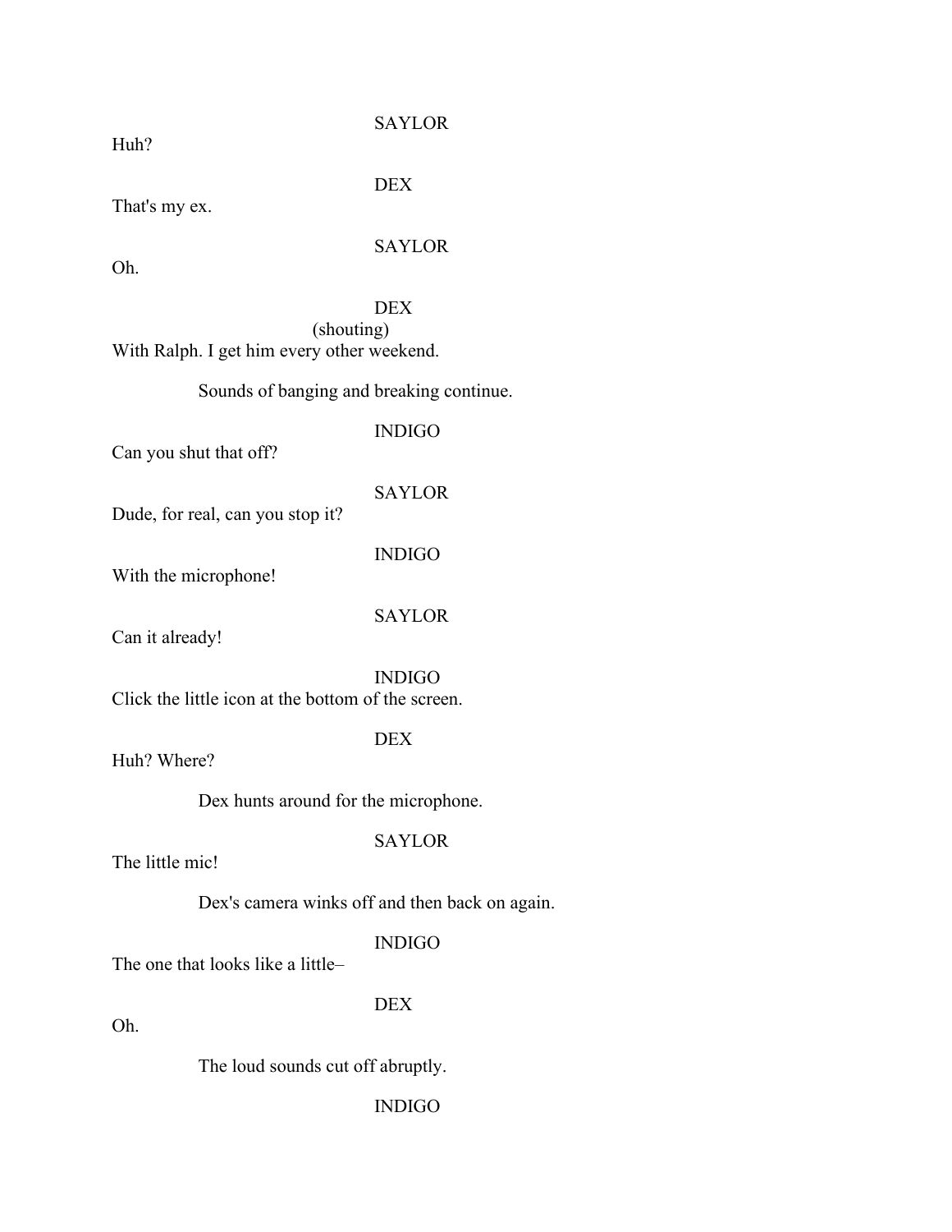SAYLOR

Huh?

DEX

That's my ex.

SAYLOR

Oh.

DEX

(shouting)

With Ralph. I get him every other weekend.

Sounds of banging and breaking continue.

INDIGO

Can you shut that off?

SAYLOR

Dude, for real, can you stop it?

INDIGO

With the microphone!

SAYLOR

Can it already!

INDIGO

Click the little icon at the bottom of the screen.

DEX

Huh? Where?

Dex hunts around for the microphone.

SAYLOR

The little mic!

Dex's camera winks off and then back on again.

INDIGO

The one that looks like a little–

DEX

Oh.

The loud sounds cut off abruptly.

INDIGO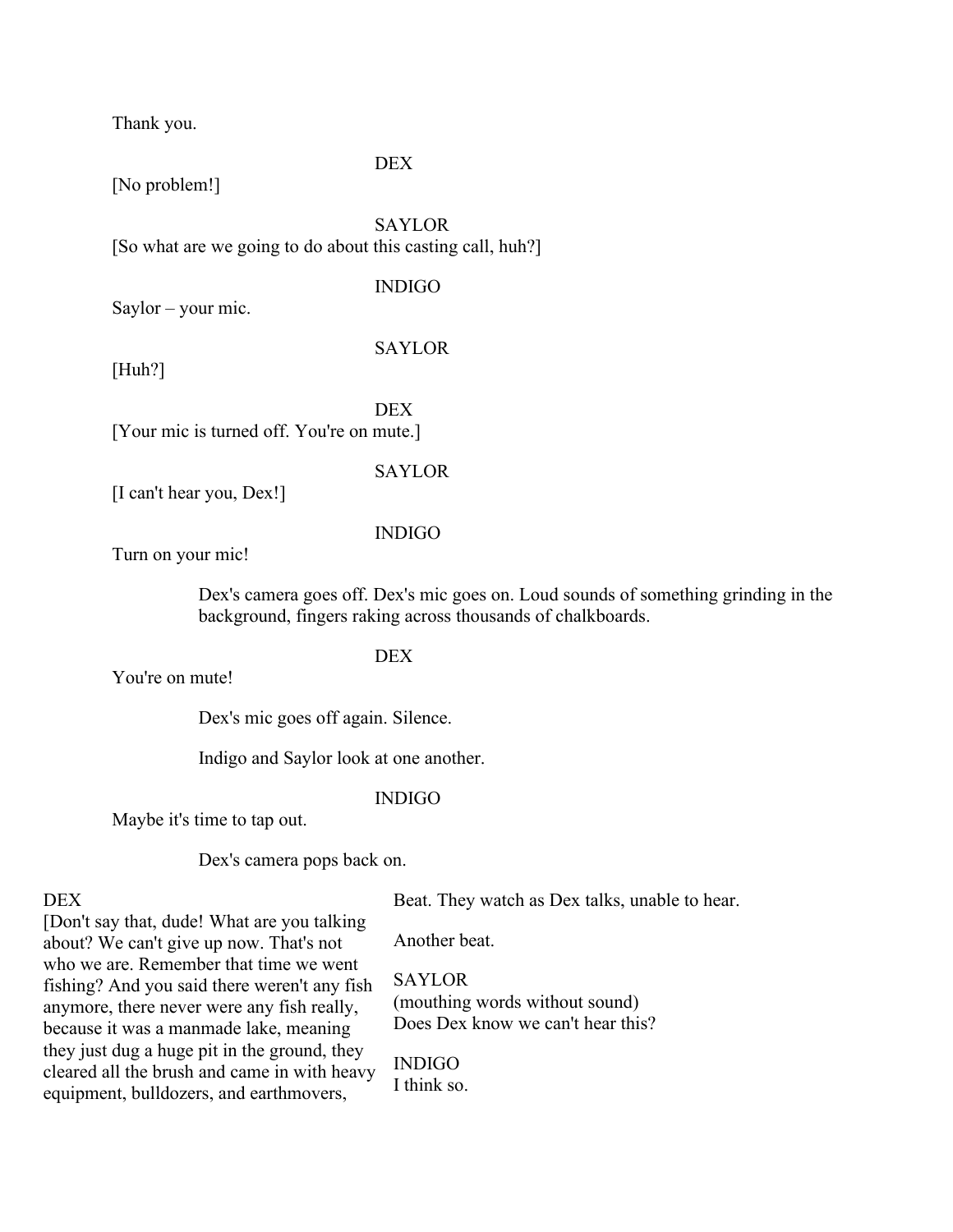Thank you.

DEX

[No problem!]

SAYLOR

[So what are we going to do about this casting call, huh?]

INDIGO

Saylor – your mic.

SAYLOR

[Huh?]

DEX

[Your mic is turned off. You're on mute.]

SAYLOR

[I can't hear you, Dex!]

INDIGO

Turn on your mic!

> Dex's camera goes off. Dex's mic goes on. Loud sounds of something grinding in the background, fingers raking across thousands of chalkboards.

DEX

You're on mute!

> Dex's mic goes off again. Silence.

> Indigo and Saylor look at one another.

INDIGO

Maybe it's time to tap out.

> Dex's camera pops back on.

DEX

[Don't say that, dude! What are you talking about? We can't give up now. That's not who we are. Remember that time we went fishing? And you said there weren't any fish anymore, there never were any fish really, because it was a manmade lake, meaning they just dug a huge pit in the ground, they cleared all the brush and came in with heavy equipment, bulldozers, and earthmovers,

> Beat. They watch as Dex talks, unable to hear.

> Another beat.

SAYLOR

(mouthing words without sound)

Does Dex know we can't hear this?

INDIGO

I think so.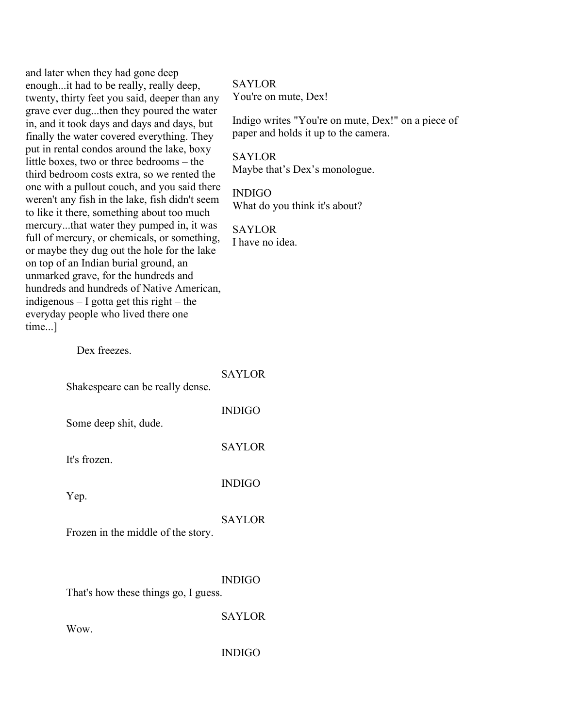and later when they had gone deep enough...it had to be really, really deep, twenty, thirty feet you said, deeper than any grave ever dug...then they poured the water in, and it took days and days and days, but finally the water covered everything. They put in rental condos around the lake, boxy little boxes, two or three bedrooms – the third bedroom costs extra, so we rented the one with a pullout couch, and you said there weren't any fish in the lake, fish didn't seem to like it there, something about too much mercury...that water they pumped in, it was full of mercury, or chemicals, or something, or maybe they dug out the hole for the lake on top of an Indian burial ground, an unmarked grave, for the hundreds and hundreds and hundreds of Native American, indigenous – I gotta get this right – the everyday people who lived there one time...]

SAYLOR
You're on mute, Dex!

Indigo writes "You're on mute, Dex!" on a piece of paper and holds it up to the camera.

SAYLOR
Maybe that's Dex's monologue.

INDIGO
What do you think it's about?

SAYLOR
I have no idea.

Dex freezes.

SAYLOR
Shakespeare can be really dense.

INDIGO
Some deep shit, dude.

SAYLOR
It's frozen.

INDIGO
Yep.

SAYLOR
Frozen in the middle of the story.

INDIGO
That's how these things go, I guess.

SAYLOR
Wow.

INDIGO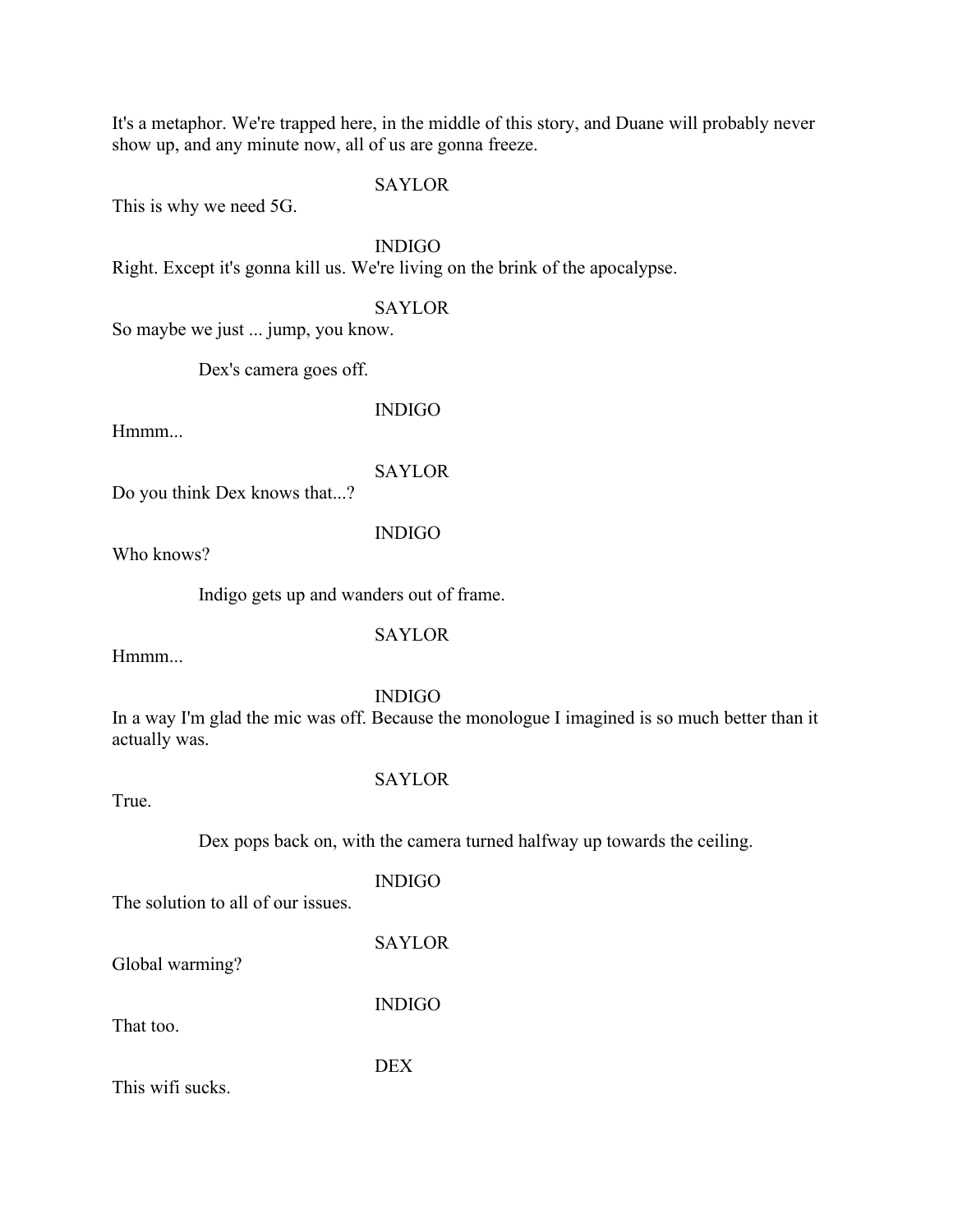It's a metaphor. We're trapped here, in the middle of this story, and Duane will probably never show up, and any minute now, all of us are gonna freeze.

SAYLOR

This is why we need 5G.

INDIGO

Right. Except it's gonna kill us. We're living on the brink of the apocalypse.

SAYLOR

So maybe we just ... jump, you know.

Dex's camera goes off.

INDIGO

Hmmm...

SAYLOR

Do you think Dex knows that...?

INDIGO

Who knows?

Indigo gets up and wanders out of frame.

SAYLOR

Hmmm...

INDIGO

In a way I'm glad the mic was off. Because the monologue I imagined is so much better than it actually was.

SAYLOR

True.

Dex pops back on, with the camera turned halfway up towards the ceiling.

INDIGO

The solution to all of our issues.

SAYLOR

Global warming?

INDIGO

That too.

DEX

This wifi sucks.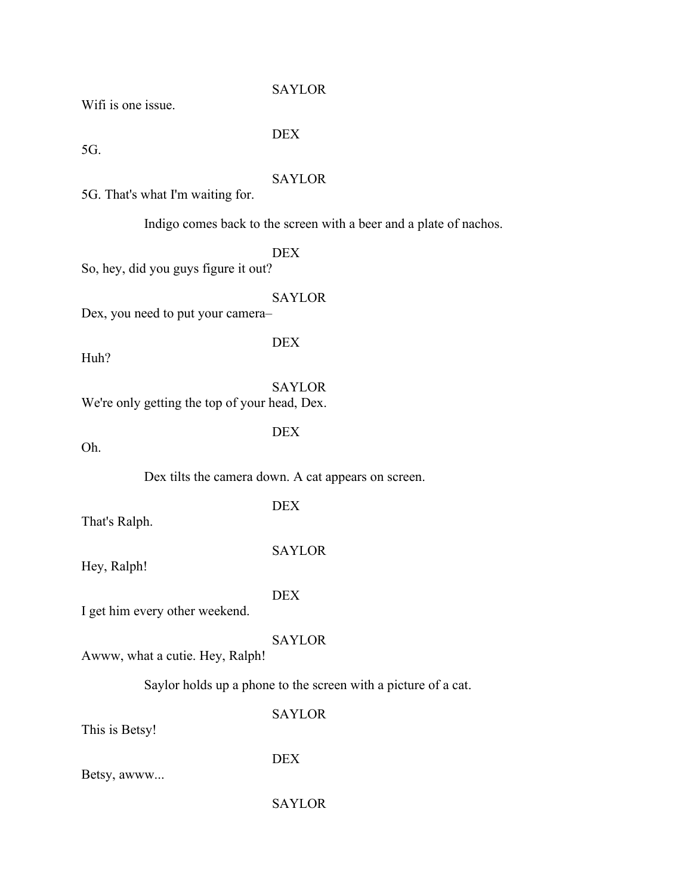SAYLOR

Wifi is one issue.

DEX

5G.

SAYLOR

5G. That's what I'm waiting for.

Indigo comes back to the screen with a beer and a plate of nachos.

DEX

So, hey, did you guys figure it out?

SAYLOR

Dex, you need to put your camera–

DEX

Huh?

SAYLOR

We're only getting the top of your head, Dex.

DEX

Oh.

Dex tilts the camera down. A cat appears on screen.

DEX

That's Ralph.

SAYLOR

Hey, Ralph!

DEX

I get him every other weekend.

SAYLOR

Awww, what a cutie. Hey, Ralph!

Saylor holds up a phone to the screen with a picture of a cat.

SAYLOR

This is Betsy!

DEX

Betsy, awww...

SAYLOR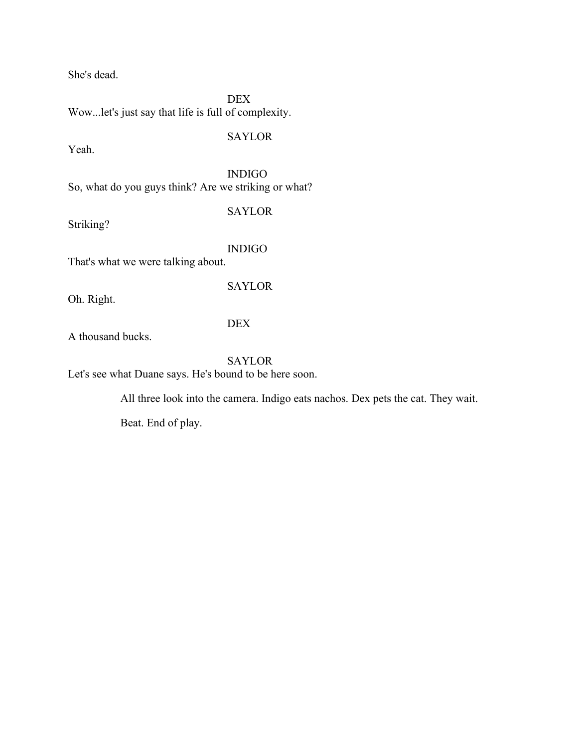She's dead.

DEX

Wow...let's just say that life is full of complexity.

SAYLOR

Yeah.

INDIGO

So, what do you guys think? Are we striking or what?

SAYLOR

Striking?

INDIGO

That's what we were talking about.

SAYLOR

Oh. Right.

DEX

A thousand bucks.

SAYLOR

Let's see what Duane says. He's bound to be here soon.

All three look into the camera. Indigo eats nachos. Dex pets the cat. They wait.

Beat. End of play.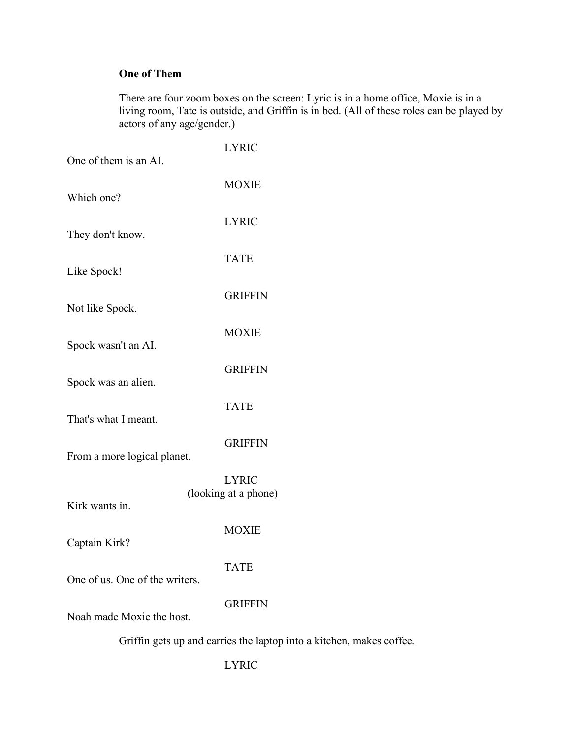**One of Them**

There are four zoom boxes on the screen: Lyric is in a home office, Moxie is in a living room, Tate is outside, and Griffin is in bed. (All of these roles can be played by actors of any age/gender.)

LYRIC

One of them is an AI.

MOXIE

Which one?

LYRIC

They don't know.

TATE

Like Spock!

GRIFFIN

Not like Spock.

MOXIE

Spock wasn't an AI.

GRIFFIN

Spock was an alien.

TATE

That's what I meant.

GRIFFIN

From a more logical planet.

LYRIC
(looking at a phone)

Kirk wants in.

MOXIE

Captain Kirk?

TATE

One of us. One of the writers.

GRIFFIN

Noah made Moxie the host.

Griffin gets up and carries the laptop into a kitchen, makes coffee.

LYRIC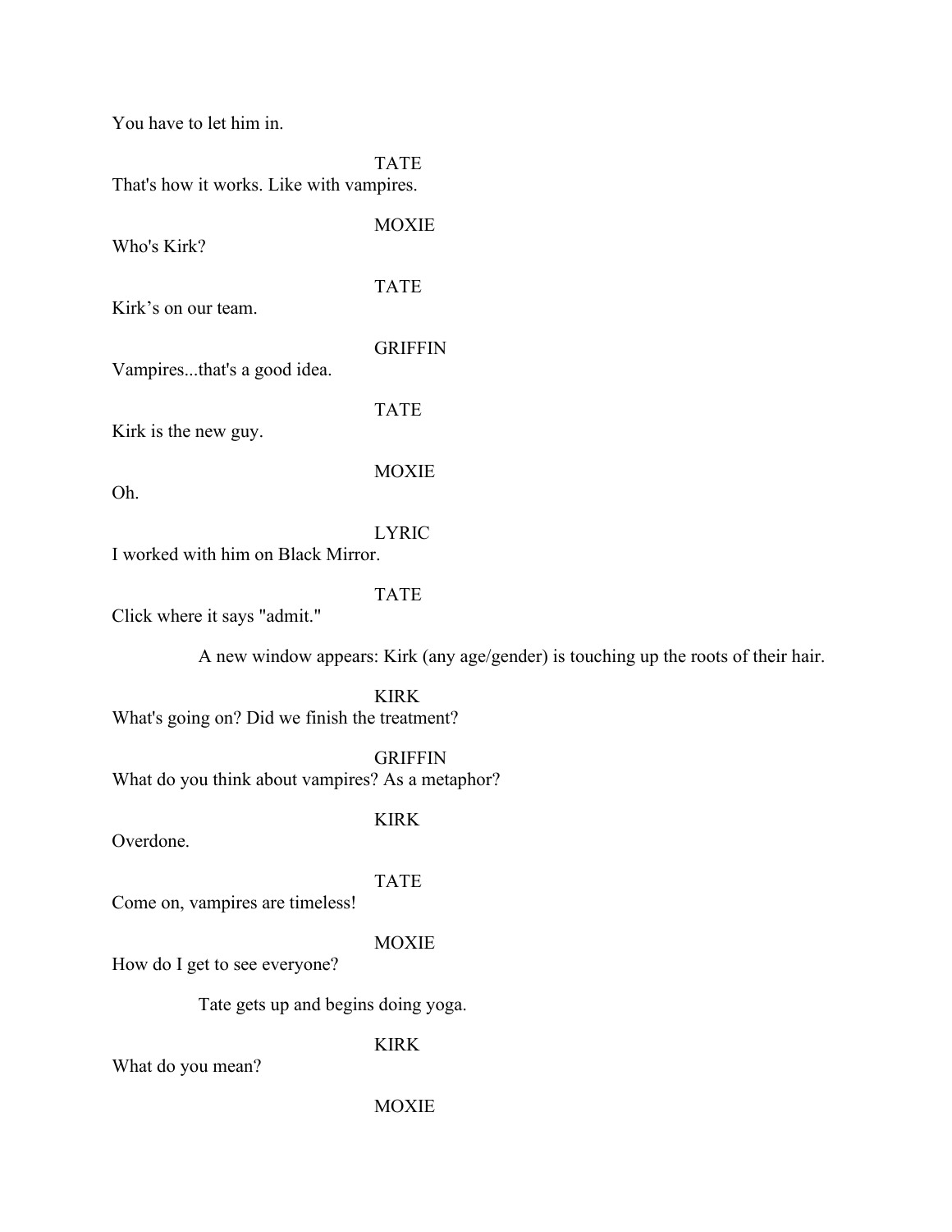You have to let him in.

TATE

That's how it works. Like with vampires.

MOXIE

Who's Kirk?

TATE

Kirk's on our team.

GRIFFIN

Vampires...that's a good idea.

TATE

Kirk is the new guy.

MOXIE

Oh.

LYRIC

I worked with him on Black Mirror.

TATE

Click where it says "admit."

A new window appears: Kirk (any age/gender) is touching up the roots of their hair.

KIRK

What's going on? Did we finish the treatment?

GRIFFIN

What do you think about vampires? As a metaphor?

KIRK

Overdone.

TATE

Come on, vampires are timeless!

MOXIE

How do I get to see everyone?

Tate gets up and begins doing yoga.

KIRK

What do you mean?

MOXIE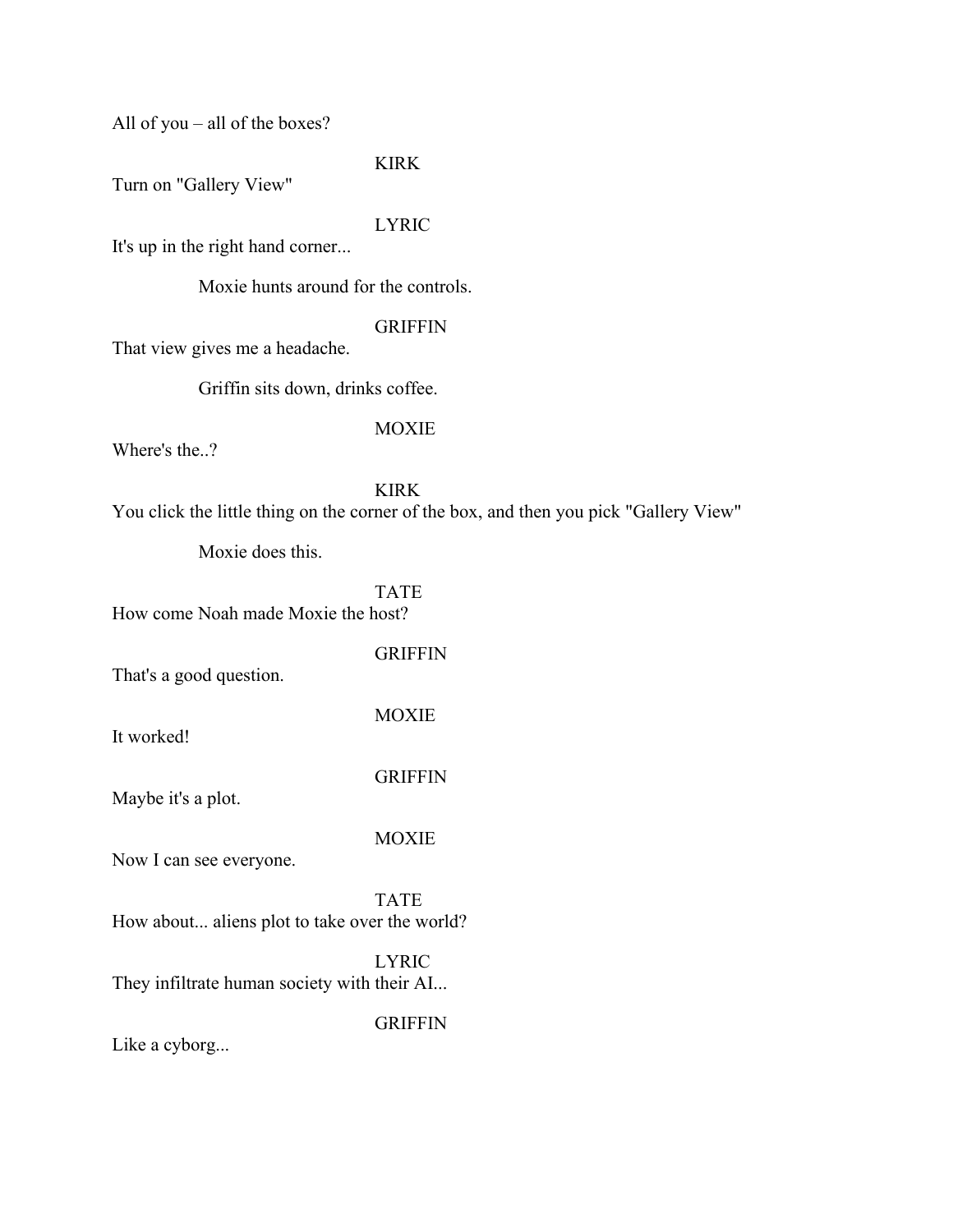All of you – all of the boxes?

KIRK

Turn on "Gallery View"

LYRIC

It's up in the right hand corner...

Moxie hunts around for the controls.

GRIFFIN

That view gives me a headache.

Griffin sits down, drinks coffee.

MOXIE

Where's the..?

KIRK

You click the little thing on the corner of the box, and then you pick "Gallery View"

Moxie does this.

TATE

How come Noah made Moxie the host?

GRIFFIN

That's a good question.

MOXIE

It worked!

GRIFFIN

Maybe it's a plot.

MOXIE

Now I can see everyone.

TATE

How about... aliens plot to take over the world?

LYRIC

They infiltrate human society with their AI...

GRIFFIN

Like a cyborg...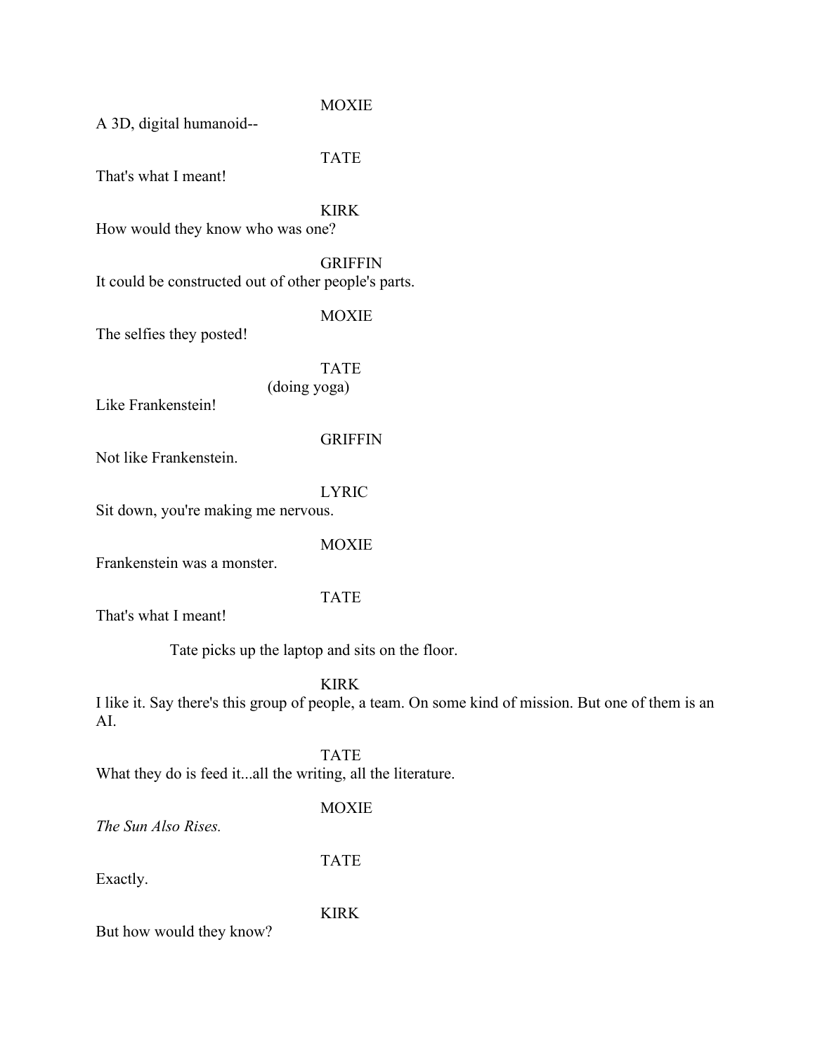MOXIE

A 3D, digital humanoid--

TATE

That's what I meant!

KIRK

How would they know who was one?

GRIFFIN

It could be constructed out of other people's parts.

MOXIE

The selfies they posted!

TATE

(doing yoga)

Like Frankenstein!

GRIFFIN

Not like Frankenstein.

LYRIC

Sit down, you're making me nervous.

MOXIE

Frankenstein was a monster.

TATE

That's what I meant!

Tate picks up the laptop and sits on the floor.

KIRK

I like it. Say there's this group of people, a team. On some kind of mission. But one of them is an AI.

TATE

What they do is feed it...all the writing, all the literature.

MOXIE

*The Sun Also Rises.*

TATE

Exactly.

KIRK

But how would they know?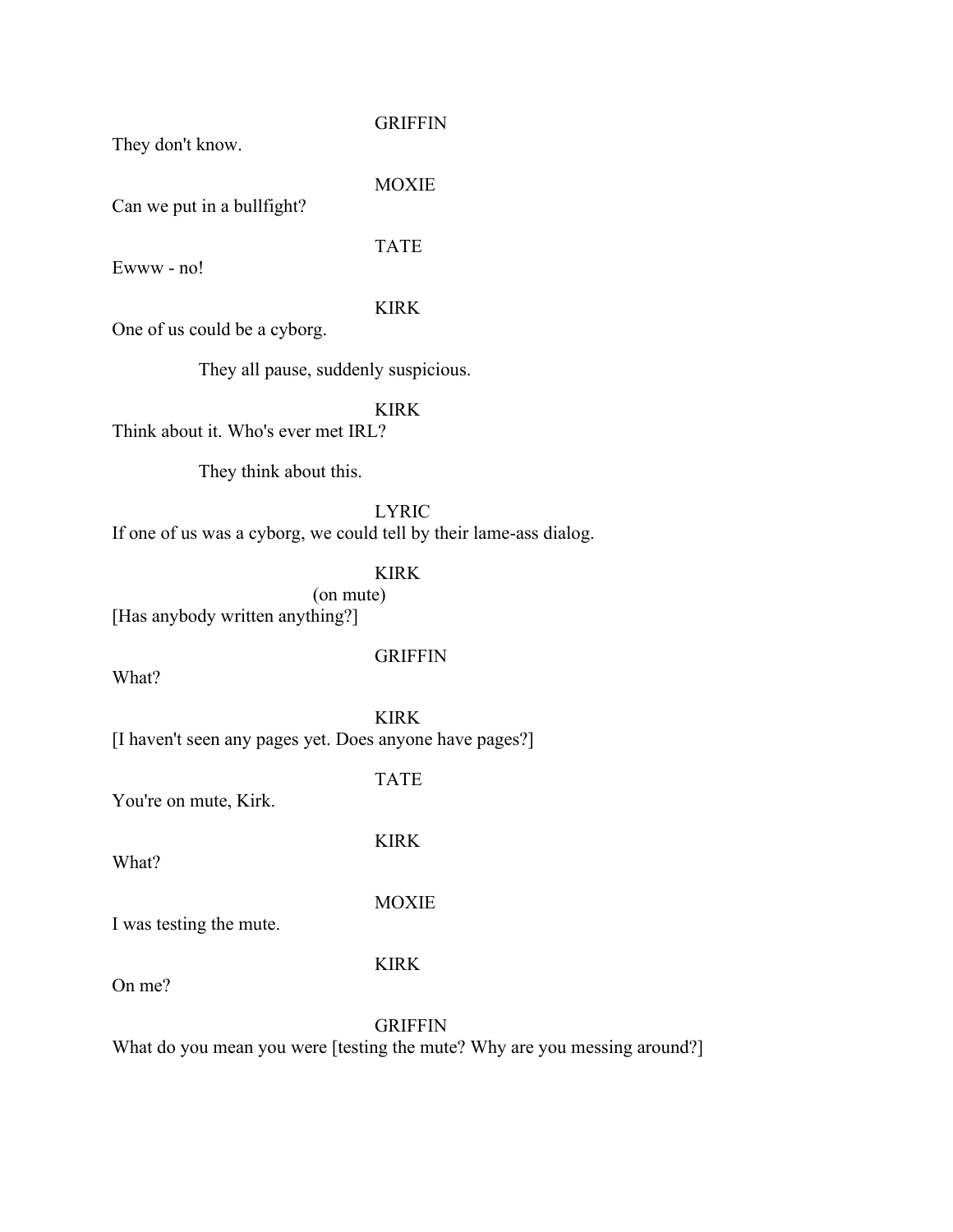GRIFFIN

They don't know.

MOXIE

Can we put in a bullfight?

TATE

Ewww - no!

KIRK

One of us could be a cyborg.

They all pause, suddenly suspicious.

KIRK

Think about it. Who's ever met IRL?

They think about this.

LYRIC

If one of us was a cyborg, we could tell by their lame-ass dialog.

KIRK

(on mute)

[Has anybody written anything?]

GRIFFIN

What?

KIRK

[I haven't seen any pages yet. Does anyone have pages?]

TATE

You're on mute, Kirk.

KIRK

What?

MOXIE

I was testing the mute.

KIRK

On me?

GRIFFIN

What do you mean you were [testing the mute? Why are you messing around?]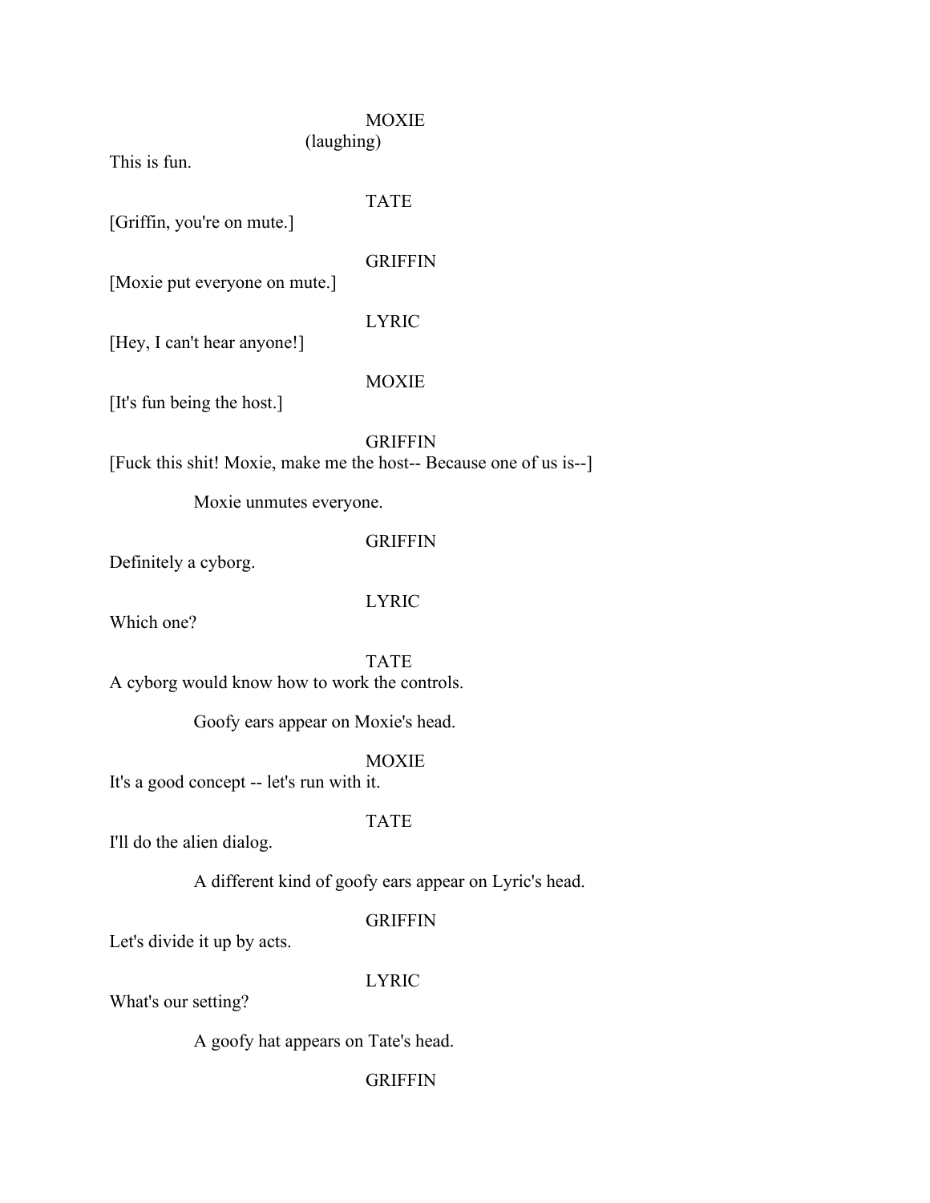MOXIE
(laughing)
This is fun.

TATE
[Griffin, you're on mute.]

GRIFFIN
[Moxie put everyone on mute.]

LYRIC
[Hey, I can't hear anyone!]

MOXIE
[It's fun being the host.]

GRIFFIN
[Fuck this shit! Moxie, make me the host-- Because one of us is--]

Moxie unmutes everyone.

GRIFFIN
Definitely a cyborg.

LYRIC
Which one?

TATE
A cyborg would know how to work the controls.

Goofy ears appear on Moxie's head.

MOXIE
It's a good concept -- let's run with it.

TATE
I'll do the alien dialog.

A different kind of goofy ears appear on Lyric's head.

GRIFFIN
Let's divide it up by acts.

LYRIC
What's our setting?

A goofy hat appears on Tate's head.

GRIFFIN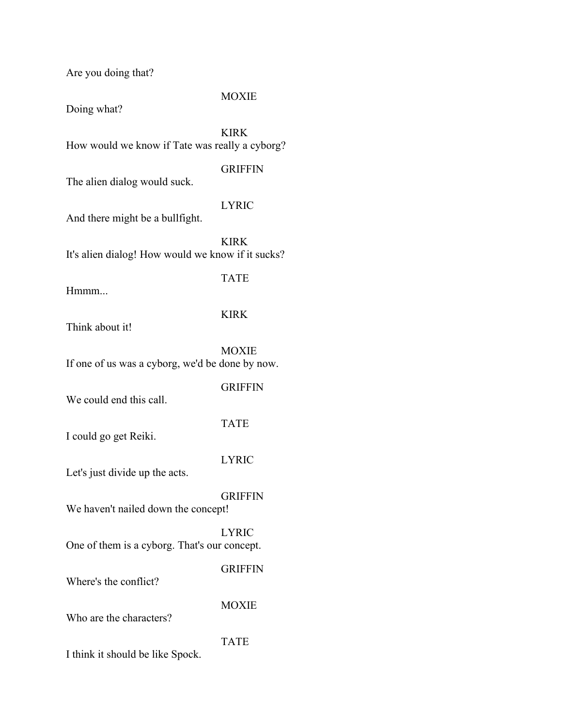Are you doing that?

MOXIE

Doing what?

KIRK

How would we know if Tate was really a cyborg?

GRIFFIN

The alien dialog would suck.

LYRIC

And there might be a bullfight.

KIRK

It's alien dialog! How would we know if it sucks?

TATE

Hmmm...

KIRK

Think about it!

MOXIE

If one of us was a cyborg, we'd be done by now.

GRIFFIN

We could end this call.

TATE

I could go get Reiki.

LYRIC

Let's just divide up the acts.

GRIFFIN

We haven't nailed down the concept!

LYRIC

One of them is a cyborg. That's our concept.

GRIFFIN

Where's the conflict?

MOXIE

Who are the characters?

TATE

I think it should be like Spock.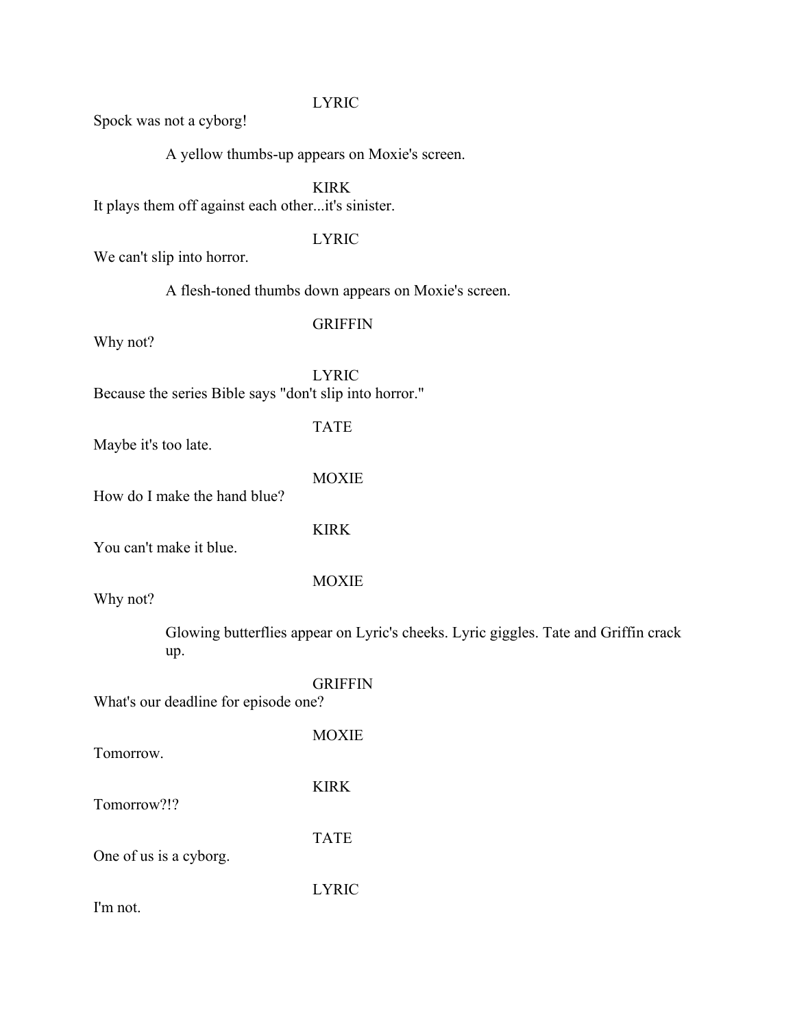LYRIC

Spock was not a cyborg!

A yellow thumbs-up appears on Moxie's screen.

KIRK

It plays them off against each other...it's sinister.

LYRIC

We can't slip into horror.

A flesh-toned thumbs down appears on Moxie's screen.

GRIFFIN

Why not?

LYRIC

Because the series Bible says "don't slip into horror."

TATE

Maybe it's too late.

MOXIE

How do I make the hand blue?

KIRK

You can't make it blue.

MOXIE

Why not?

Glowing butterflies appear on Lyric's cheeks. Lyric giggles. Tate and Griffin crack up.

GRIFFIN

What's our deadline for episode one?

MOXIE

Tomorrow.

KIRK

Tomorrow?!?

TATE

One of us is a cyborg.

LYRIC

I'm not.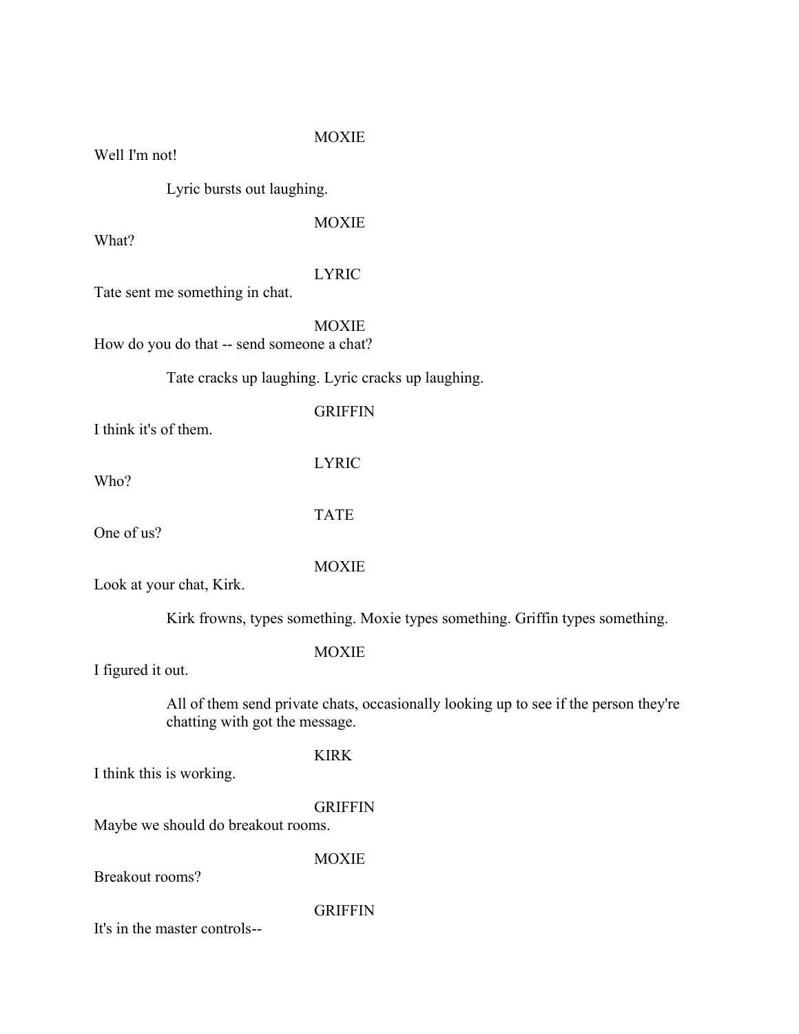MOXIE

Well I'm not!

Lyric bursts out laughing.

MOXIE

What?

LYRIC

Tate sent me something in chat.

MOXIE

How do you do that -- send someone a chat?

Tate cracks up laughing. Lyric cracks up laughing.

GRIFFIN

I think it's of them.

LYRIC

Who?

TATE

One of us?

MOXIE

Look at your chat, Kirk.

Kirk frowns, types something. Moxie types something. Griffin types something.

MOXIE

I figured it out.

All of them send private chats, occasionally looking up to see if the person they're chatting with got the message.

KIRK

I think this is working.

GRIFFIN

Maybe we should do breakout rooms.

MOXIE

Breakout rooms?

GRIFFIN

It's in the master controls--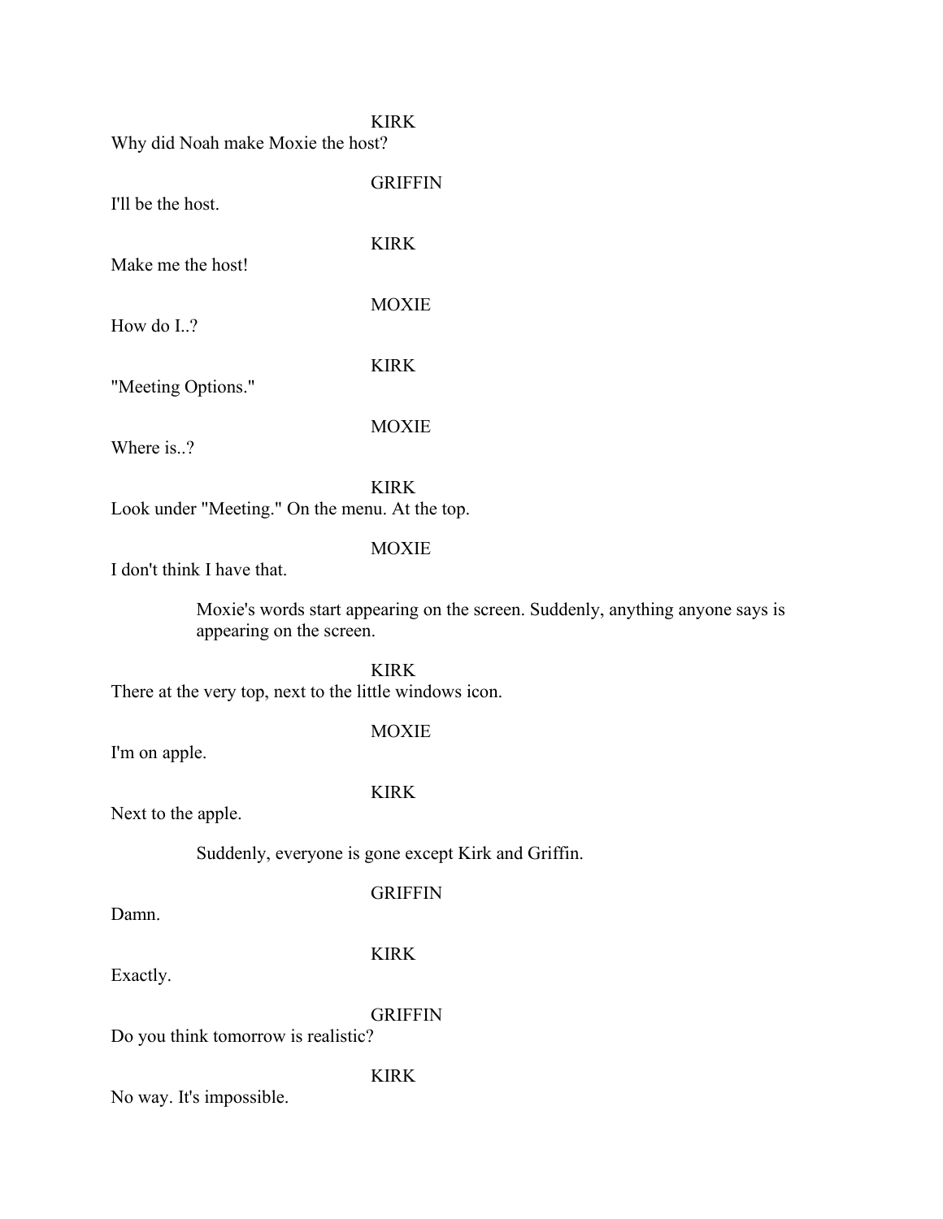KIRK

Why did Noah make Moxie the host?

GRIFFIN

I'll be the host.

KIRK

Make me the host!

MOXIE

How do I..?

KIRK

"Meeting Options."

MOXIE

Where is..?

KIRK

Look under "Meeting." On the menu. At the top.

MOXIE

I don't think I have that.

> Moxie's words start appearing on the screen. Suddenly, anything anyone says is appearing on the screen.

KIRK

There at the very top, next to the little windows icon.

MOXIE

I'm on apple.

KIRK

Next to the apple.

> Suddenly, everyone is gone except Kirk and Griffin.

GRIFFIN

Damn.

KIRK

Exactly.

GRIFFIN

Do you think tomorrow is realistic?

KIRK

No way. It's impossible.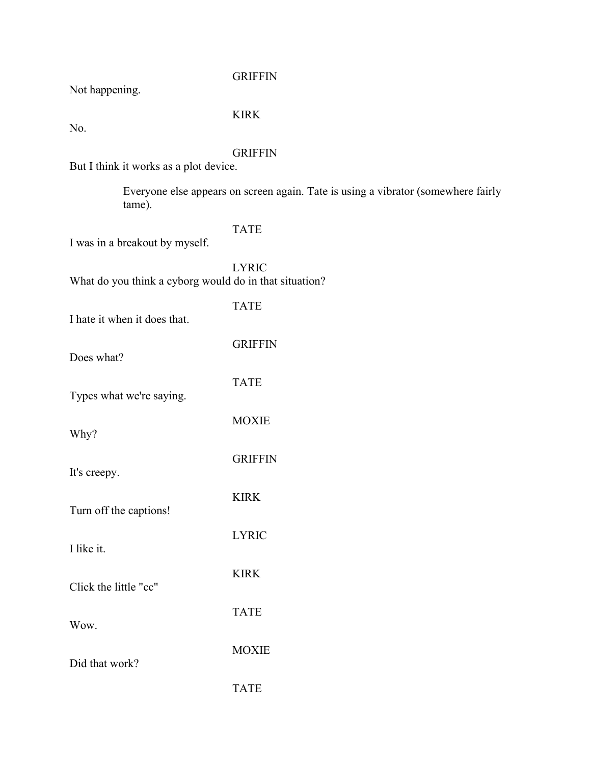GRIFFIN

Not happening.

KIRK

No.

GRIFFIN

But I think it works as a plot device.

> Everyone else appears on screen again. Tate is using a vibrator (somewhere fairly tame).

TATE

I was in a breakout by myself.

LYRIC

What do you think a cyborg would do in that situation?

TATE

I hate it when it does that.

GRIFFIN

Does what?

TATE

Types what we're saying.

MOXIE

Why?

GRIFFIN

It's creepy.

KIRK

Turn off the captions!

LYRIC

I like it.

KIRK

Click the little "cc"

TATE

Wow.

MOXIE

Did that work?

TATE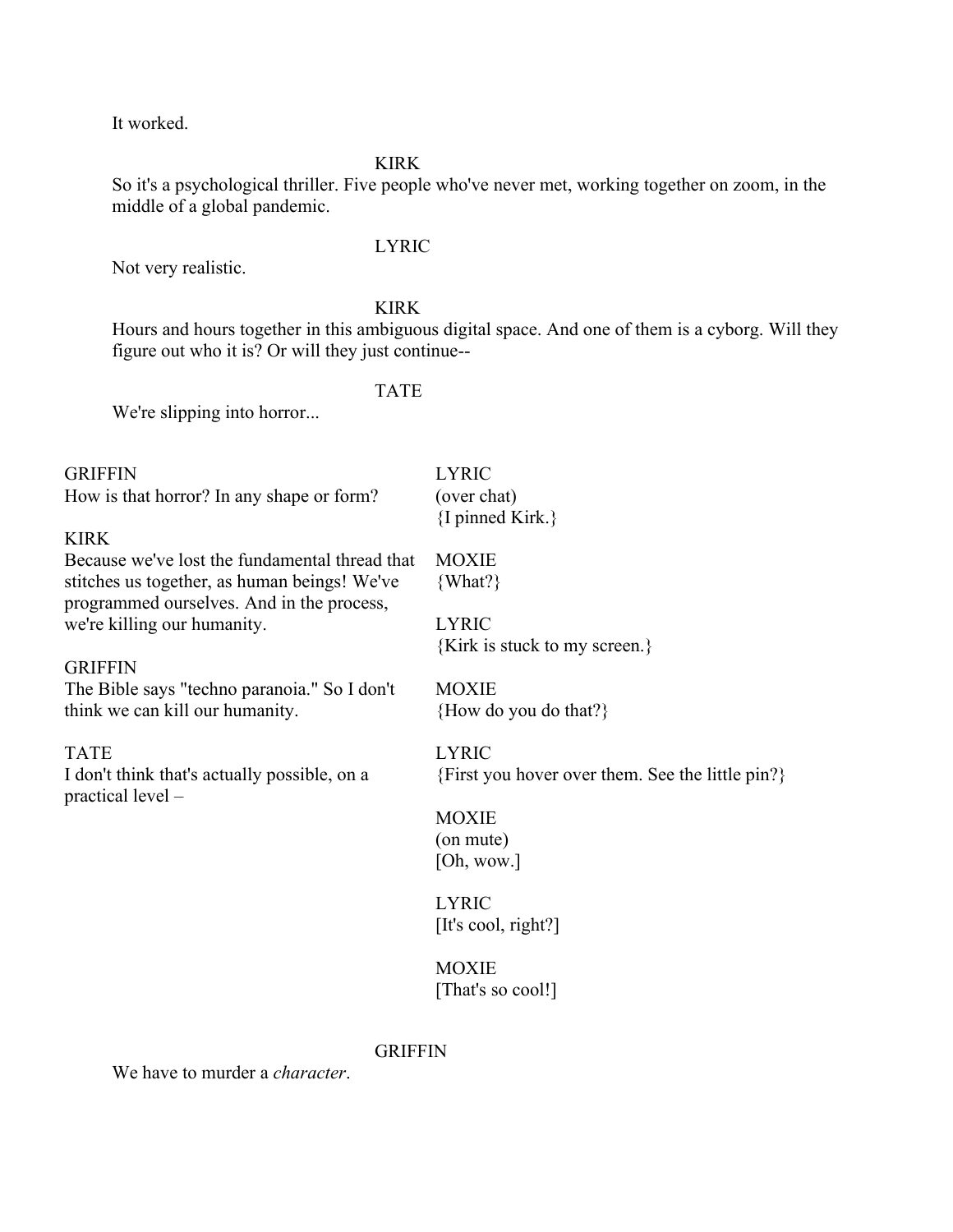It worked.

KIRK

So it's a psychological thriller. Five people who've never met, working together on zoom, in the middle of a global pandemic.

LYRIC

Not very realistic.

KIRK

Hours and hours together in this ambiguous digital space. And one of them is a cyborg. Will they figure out who it is? Or will they just continue--

TATE

We're slipping into horror...

GRIFFIN

How is that horror? In any shape or form?

KIRK

Because we've lost the fundamental thread that stitches us together, as human beings! We've programmed ourselves. And in the process, we're killing our humanity.

GRIFFIN

The Bible says "techno paranoia." So I don't think we can kill our humanity.

TATE

I don't think that's actually possible, on a practical level –

LYRIC

(over chat)

{I pinned Kirk.}

MOXIE

{What?}

LYRIC

{Kirk is stuck to my screen.}

MOXIE

{How do you do that?}

LYRIC

{First you hover over them. See the little pin?}

MOXIE

(on mute)

[Oh, wow.]

LYRIC

[It's cool, right?]

MOXIE

[That's so cool!]

GRIFFIN

We have to murder a *character*.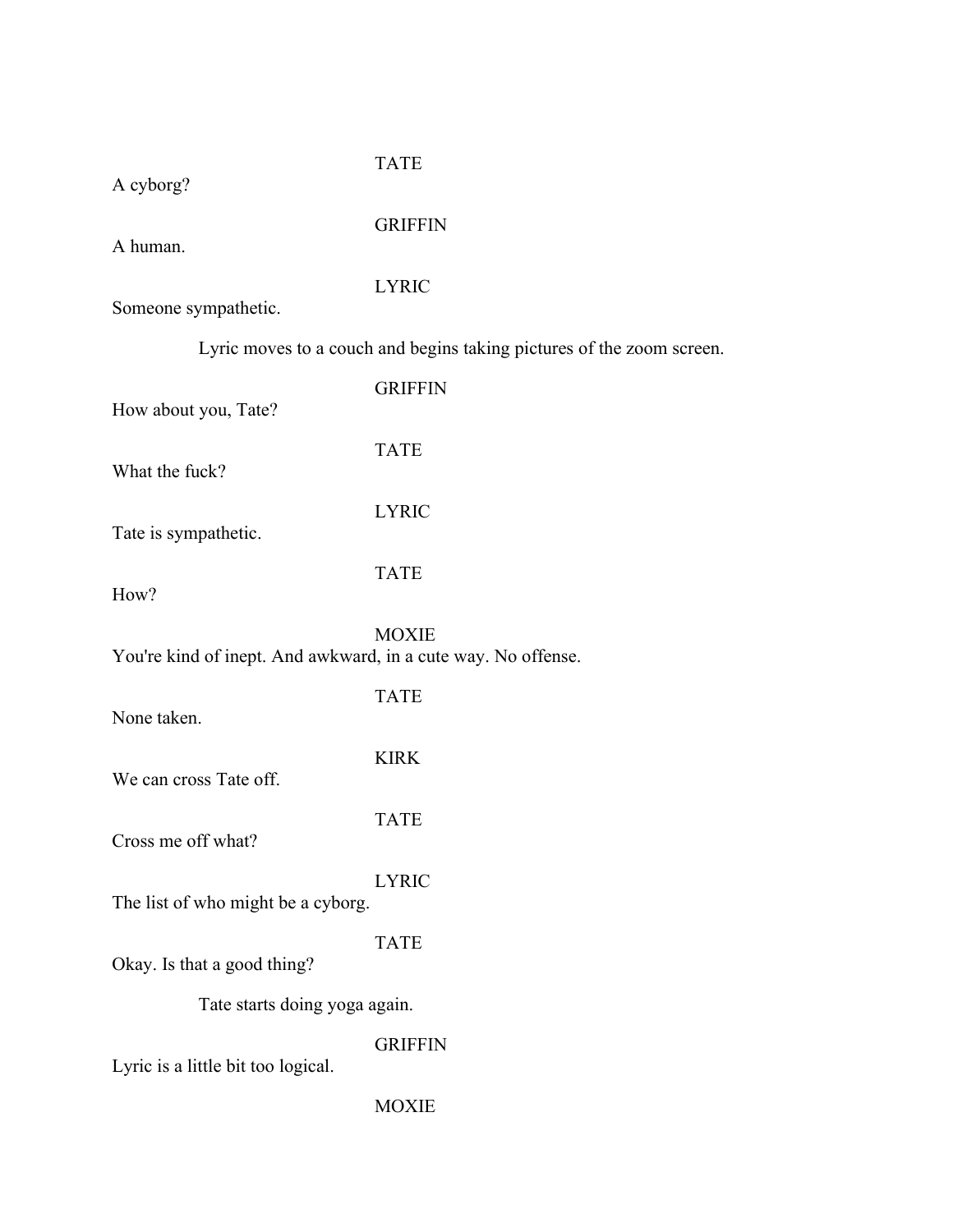TATE

A cyborg?

GRIFFIN

A human.

LYRIC

Someone sympathetic.

Lyric moves to a couch and begins taking pictures of the zoom screen.

GRIFFIN

How about you, Tate?

TATE

What the fuck?

LYRIC

Tate is sympathetic.

TATE

How?

MOXIE

You're kind of inept. And awkward, in a cute way. No offense.

TATE

None taken.

KIRK

We can cross Tate off.

TATE

Cross me off what?

LYRIC

The list of who might be a cyborg.

TATE

Okay. Is that a good thing?

Tate starts doing yoga again.

GRIFFIN

Lyric is a little bit too logical.

MOXIE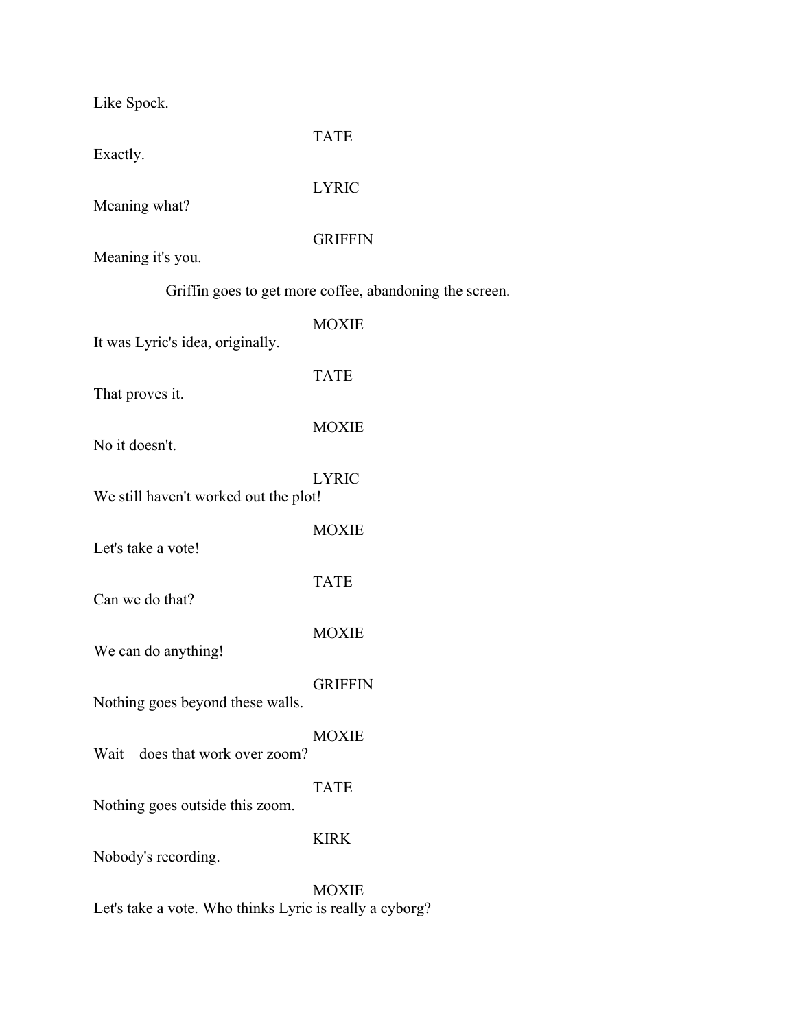Like Spock.

TATE

Exactly.

LYRIC

Meaning what?

GRIFFIN

Meaning it's you.

Griffin goes to get more coffee, abandoning the screen.

MOXIE

It was Lyric's idea, originally.

TATE

That proves it.

MOXIE

No it doesn't.

LYRIC

We still haven't worked out the plot!

MOXIE

Let's take a vote!

TATE

Can we do that?

MOXIE

We can do anything!

GRIFFIN

Nothing goes beyond these walls.

MOXIE

Wait – does that work over zoom?

TATE

Nothing goes outside this zoom.

KIRK

Nobody's recording.

MOXIE

Let's take a vote. Who thinks Lyric is really a cyborg?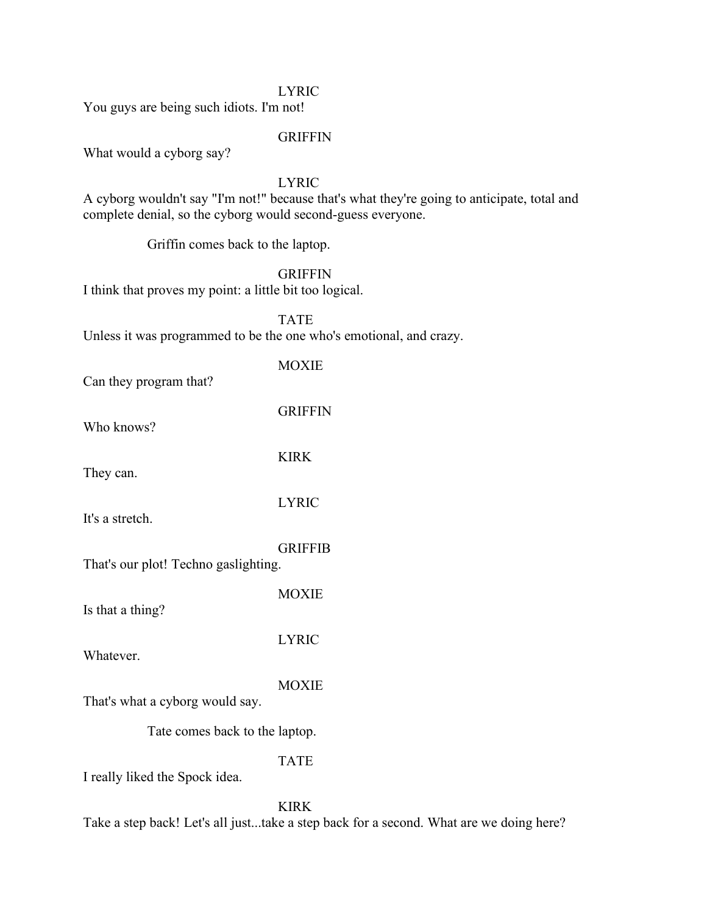LYRIC

You guys are being such idiots. I'm not!

GRIFFIN

What would a cyborg say?

LYRIC

A cyborg wouldn't say "I'm not!" because that's what they're going to anticipate, total and complete denial, so the cyborg would second-guess everyone.

Griffin comes back to the laptop.

GRIFFIN

I think that proves my point: a little bit too logical.

TATE

Unless it was programmed to be the one who's emotional, and crazy.

MOXIE

Can they program that?

GRIFFIN

Who knows?

KIRK

They can.

LYRIC

It's a stretch.

GRIFFIB

That's our plot! Techno gaslighting.

MOXIE

Is that a thing?

LYRIC

Whatever.

MOXIE

That's what a cyborg would say.

Tate comes back to the laptop.

TATE

I really liked the Spock idea.

KIRK

Take a step back! Let's all just...take a step back for a second. What are we doing here?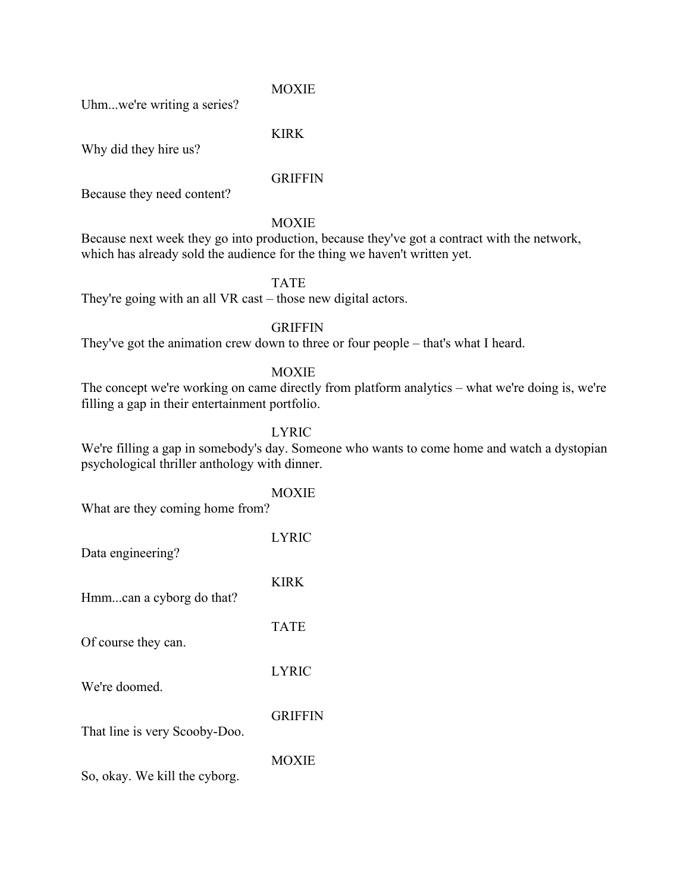MOXIE

Uhm...we're writing a series?

KIRK

Why did they hire us?

GRIFFIN

Because they need content?

MOXIE

Because next week they go into production, because they've got a contract with the network, which has already sold the audience for the thing we haven't written yet.

TATE

They're going with an all VR cast – those new digital actors.

GRIFFIN

They've got the animation crew down to three or four people – that's what I heard.

MOXIE

The concept we're working on came directly from platform analytics – what we're doing is, we're filling a gap in their entertainment portfolio.

LYRIC

We're filling a gap in somebody's day. Someone who wants to come home and watch a dystopian psychological thriller anthology with dinner.

MOXIE

What are they coming home from?

LYRIC

Data engineering?

KIRK

Hmm...can a cyborg do that?

TATE

Of course they can.

LYRIC

We're doomed.

GRIFFIN

That line is very Scooby-Doo.

MOXIE

So, okay. We kill the cyborg.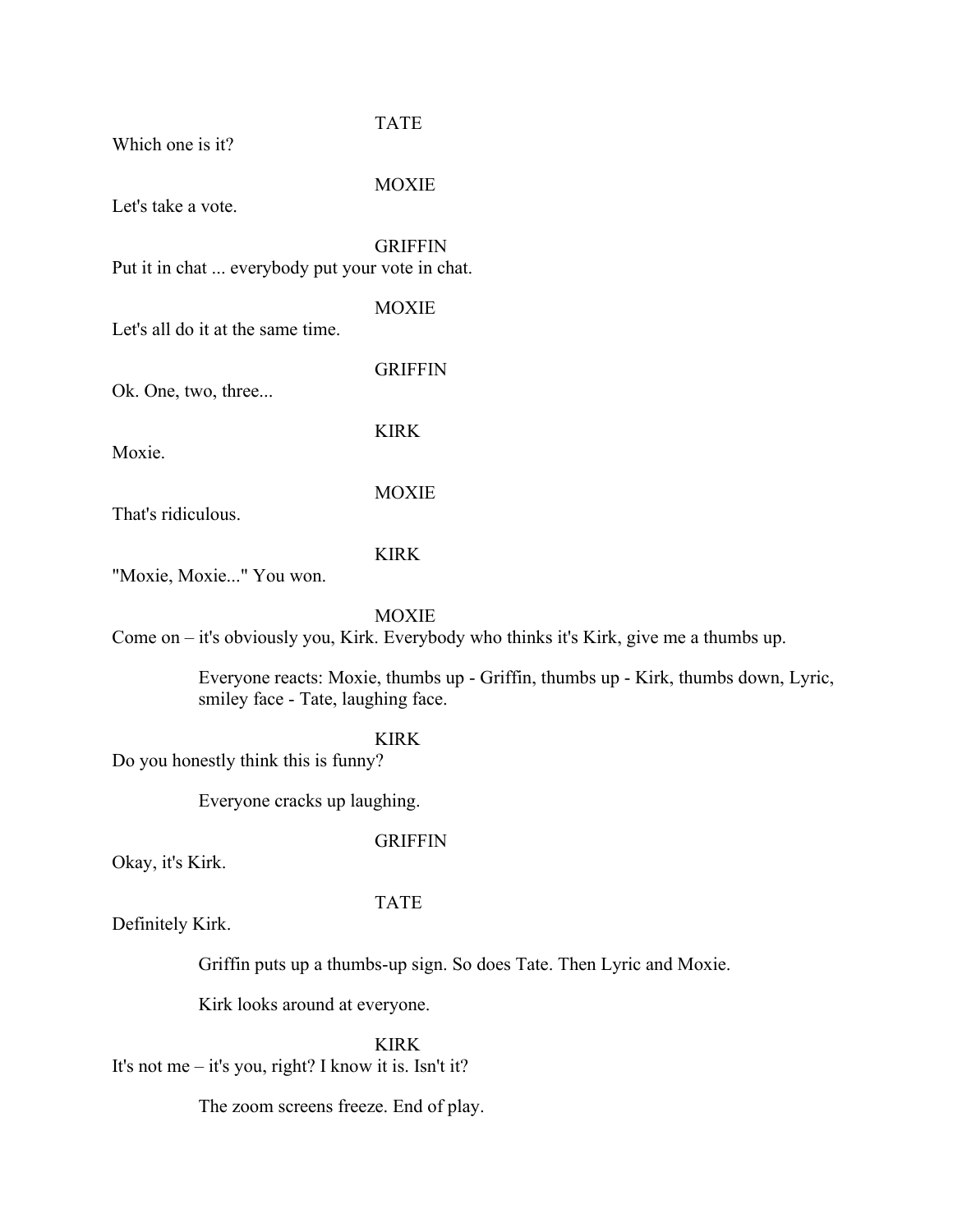TATE

Which one is it?

MOXIE

Let's take a vote.

GRIFFIN

Put it in chat ... everybody put your vote in chat.

MOXIE

Let's all do it at the same time.

GRIFFIN

Ok. One, two, three...

KIRK

Moxie.

MOXIE

That's ridiculous.

KIRK

"Moxie, Moxie..." You won.

MOXIE

Come on – it's obviously you, Kirk. Everybody who thinks it's Kirk, give me a thumbs up.

> Everyone reacts: Moxie, thumbs up - Griffin, thumbs up - Kirk, thumbs down, Lyric, smiley face - Tate, laughing face.

KIRK

Do you honestly think this is funny?

> Everyone cracks up laughing.

GRIFFIN

Okay, it's Kirk.

TATE

Definitely Kirk.

> Griffin puts up a thumbs-up sign. So does Tate. Then Lyric and Moxie.

> Kirk looks around at everyone.

KIRK

It's not me – it's you, right? I know it is. Isn't it?

> The zoom screens freeze. End of play.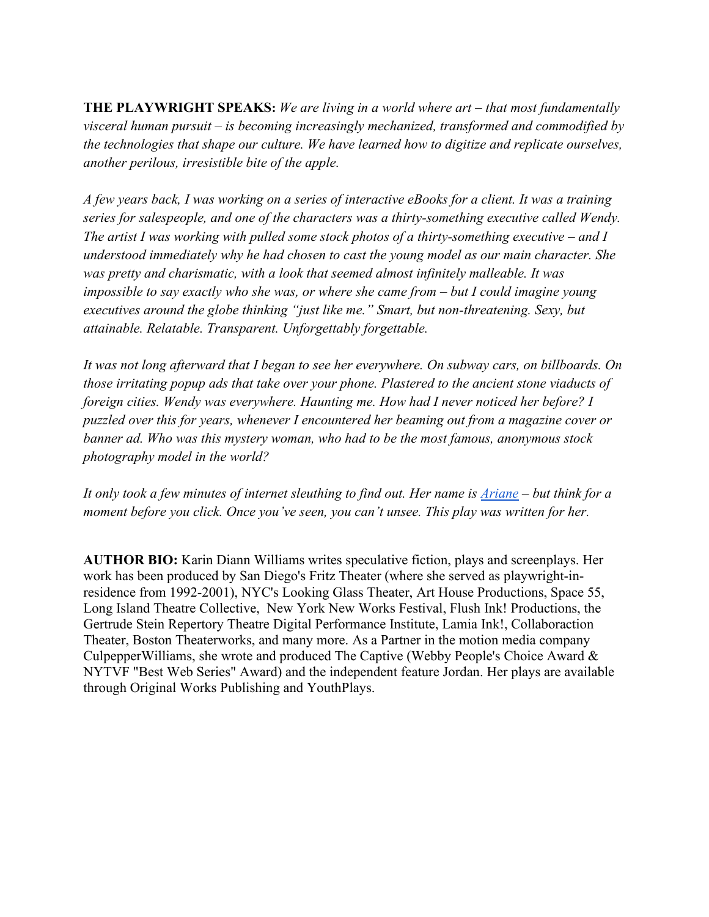**THE PLAYWRIGHT SPEAKS:** *We are living in a world where art – that most fundamentally visceral human pursuit – is becoming increasingly mechanized, transformed and commodified by the technologies that shape our culture. We have learned how to digitize and replicate ourselves, another perilous, irresistible bite of the apple.*

*A few years back, I was working on a series of interactive eBooks for a client. It was a training series for salespeople, and one of the characters was a thirty-something executive called Wendy. The artist I was working with pulled some stock photos of a thirty-something executive – and I understood immediately why he had chosen to cast the young model as our main character. She was pretty and charismatic, with a look that seemed almost infinitely malleable. It was impossible to say exactly who she was, or where she came from – but I could imagine young executives around the globe thinking "just like me." Smart, but non-threatening. Sexy, but attainable. Relatable. Transparent. Unforgettably forgettable.*

*It was not long afterward that I began to see her everywhere. On subway cars, on billboards. On those irritating popup ads that take over your phone. Plastered to the ancient stone viaducts of foreign cities. Wendy was everywhere. Haunting me. How had I never noticed her before? I puzzled over this for years, whenever I encountered her beaming out from a magazine cover or banner ad. Who was this mystery woman, who had to be the most famous, anonymous stock photography model in the world?*

*It only took a few minutes of internet sleuthing to find out. Her name is Ariane – but think for a moment before you click. Once you've seen, you can't unsee. This play was written for her.*

**AUTHOR BIO:** Karin Diann Williams writes speculative fiction, plays and screenplays. Her work has been produced by San Diego's Fritz Theater (where she served as playwright-in-residence from 1992-2001), NYC's Looking Glass Theater, Art House Productions, Space 55, Long Island Theatre Collective, New York New Works Festival, Flush Ink! Productions, the Gertrude Stein Repertory Theatre Digital Performance Institute, Lamia Ink!, Collaboraction Theater, Boston Theaterworks, and many more. As a Partner in the motion media company CulpepperWilliams, she wrote and produced The Captive (Webby People's Choice Award & NYTVF "Best Web Series" Award) and the independent feature Jordan. Her plays are available through Original Works Publishing and YouthPlays.